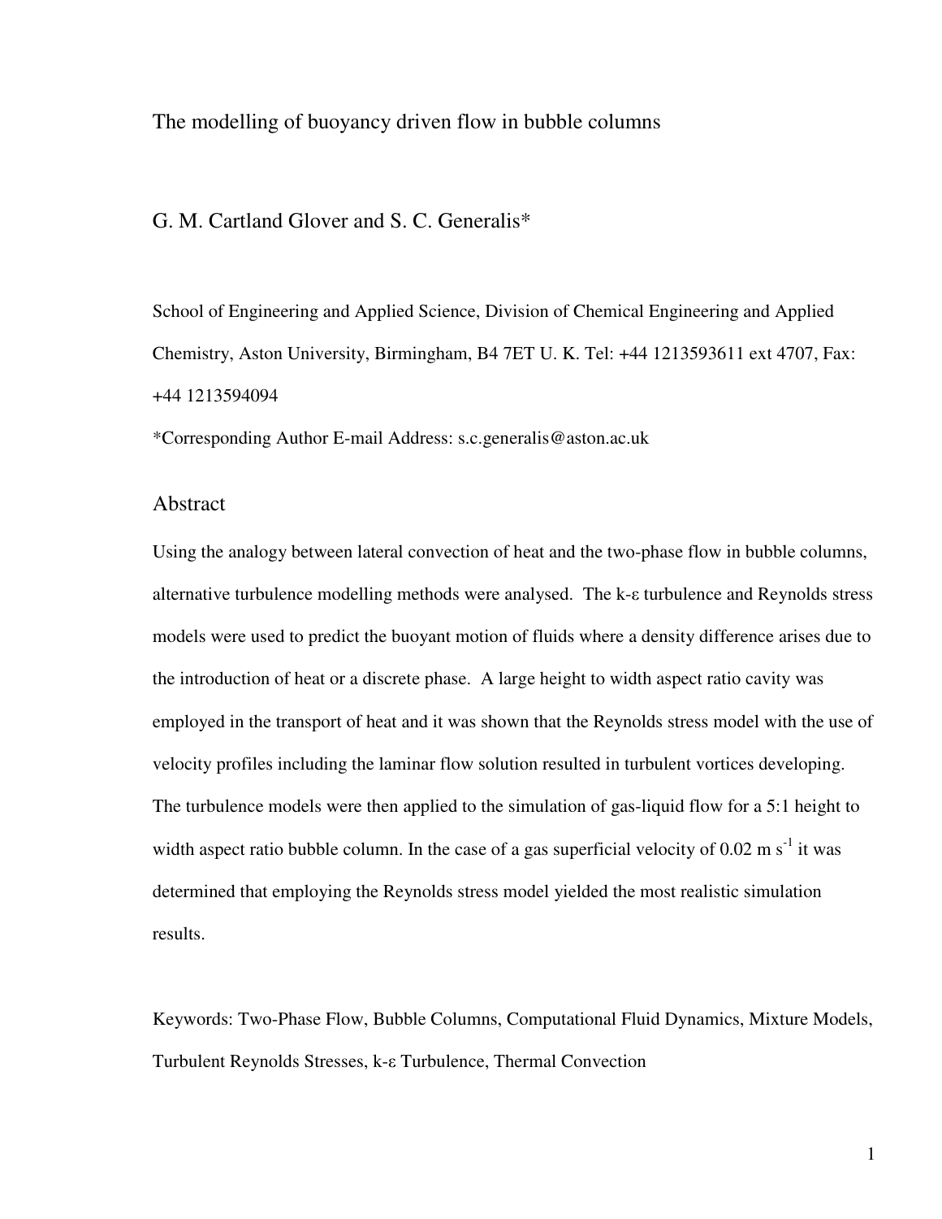# The modelling of buoyancy driven flow in bubble columns

G. M. Cartland Glover and S. C. Generalis*

School of Engineering and Applied Science, Division of Chemical Engineering and Applied Chemistry, Aston University, Birmingham, B4 7ET U. K. Tel: +44 1213593611 ext 4707, Fax: +44 1213594094

*Corresponding Author E-mail Address: s.c.generalis@aston.ac.uk

## Abstract

Using the analogy between lateral convection of heat and the two-phase flow in bubble columns, alternative turbulence modelling methods were analysed. The k-ε turbulence and Reynolds stress models were used to predict the buoyant motion of fluids where a density difference arises due to the introduction of heat or a discrete phase. A large height to width aspect ratio cavity was employed in the transport of heat and it was shown that the Reynolds stress model with the use of velocity profiles including the laminar flow solution resulted in turbulent vortices developing. The turbulence models were then applied to the simulation of gas-liquid flow for a 5:1 height to width aspect ratio bubble column. In the case of a gas superficial velocity of 0.02 m $s^{-1}$ it was determined that employing the Reynolds stress model yielded the most realistic simulation results.

Keywords: Two-Phase Flow, Bubble Columns, Computational Fluid Dynamics, Mixture Models, Turbulent Reynolds Stresses, k-ε Turbulence, Thermal Convection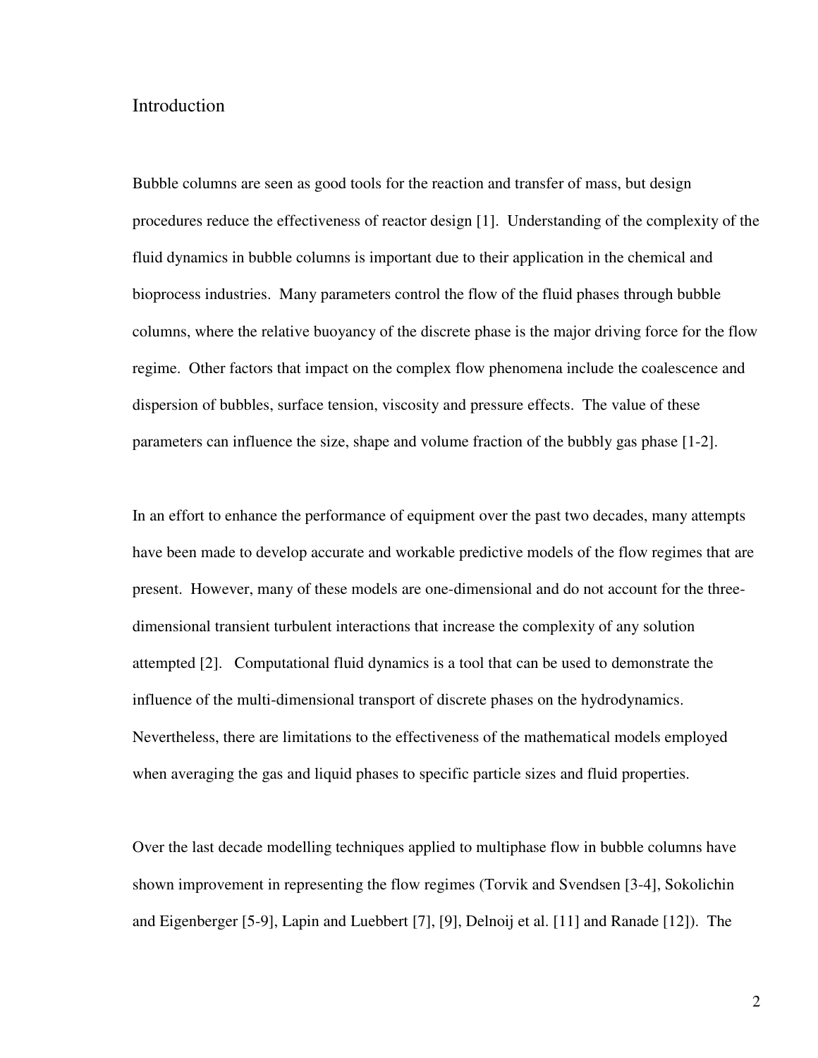# Introduction

Bubble columns are seen as good tools for the reaction and transfer of mass, but design procedures reduce the effectiveness of reactor design [1]. Understanding of the complexity of the fluid dynamics in bubble columns is important due to their application in the chemical and bioprocess industries. Many parameters control the flow of the fluid phases through bubble columns, where the relative buoyancy of the discrete phase is the major driving force for the flow regime. Other factors that impact on the complex flow phenomena include the coalescence and dispersion of bubbles, surface tension, viscosity and pressure effects. The value of these parameters can influence the size, shape and volume fraction of the bubbly gas phase [1-2].

In an effort to enhance the performance of equipment over the past two decades, many attempts have been made to develop accurate and workable predictive models of the flow regimes that are present. However, many of these models are one-dimensional and do not account for the three-dimensional transient turbulent interactions that increase the complexity of any solution attempted [2]. Computational fluid dynamics is a tool that can be used to demonstrate the influence of the multi-dimensional transport of discrete phases on the hydrodynamics. Nevertheless, there are limitations to the effectiveness of the mathematical models employed when averaging the gas and liquid phases to specific particle sizes and fluid properties.

Over the last decade modelling techniques applied to multiphase flow in bubble columns have shown improvement in representing the flow regimes (Torvik and Svendsen [3-4], Sokolichin and Eigenberger [5-9], Lapin and Luebbert [7], [9], Delnoij et al. [11] and Ranade [12]). The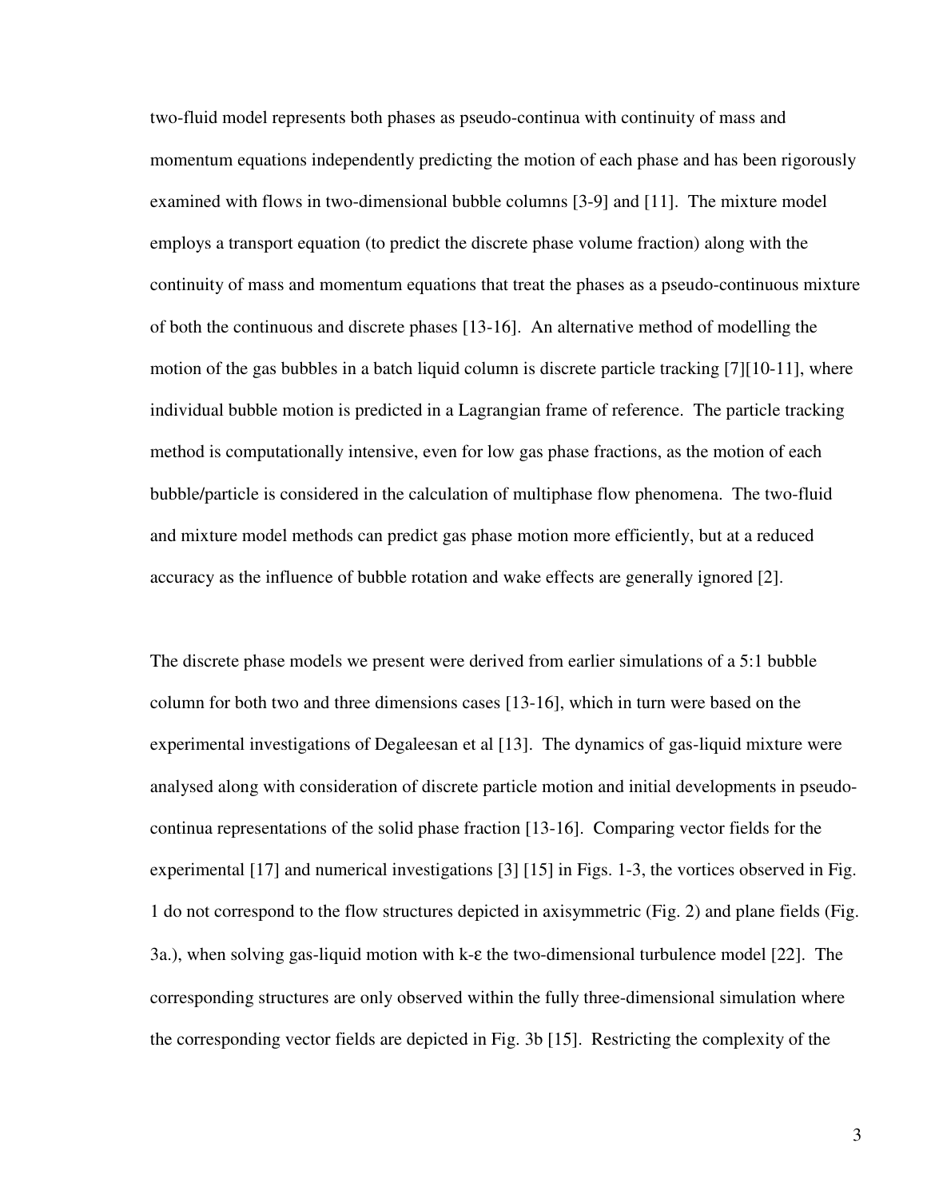two-fluid model represents both phases as pseudo-continua with continuity of mass and momentum equations independently predicting the motion of each phase and has been rigorously examined with flows in two-dimensional bubble columns [3-9] and [11]. The mixture model employs a transport equation (to predict the discrete phase volume fraction) along with the continuity of mass and momentum equations that treat the phases as a pseudo-continuous mixture of both the continuous and discrete phases [13-16]. An alternative method of modelling the motion of the gas bubbles in a batch liquid column is discrete particle tracking [7][10-11], where individual bubble motion is predicted in a Lagrangian frame of reference. The particle tracking method is computationally intensive, even for low gas phase fractions, as the motion of each bubble/particle is considered in the calculation of multiphase flow phenomena. The two-fluid and mixture model methods can predict gas phase motion more efficiently, but at a reduced accuracy as the influence of bubble rotation and wake effects are generally ignored [2].

The discrete phase models we present were derived from earlier simulations of a 5:1 bubble column for both two and three dimensions cases [13-16], which in turn were based on the experimental investigations of Degaleesan et al [13]. The dynamics of gas-liquid mixture were analysed along with consideration of discrete particle motion and initial developments in pseudo-continua representations of the solid phase fraction [13-16]. Comparing vector fields for the experimental [17] and numerical investigations [3] [15] in Figs. 1-3, the vortices observed in Fig. 1 do not correspond to the flow structures depicted in axisymmetric (Fig. 2) and plane fields (Fig. 3a.), when solving gas-liquid motion with k-ε the two-dimensional turbulence model [22]. The corresponding structures are only observed within the fully three-dimensional simulation where the corresponding vector fields are depicted in Fig. 3b [15]. Restricting the complexity of the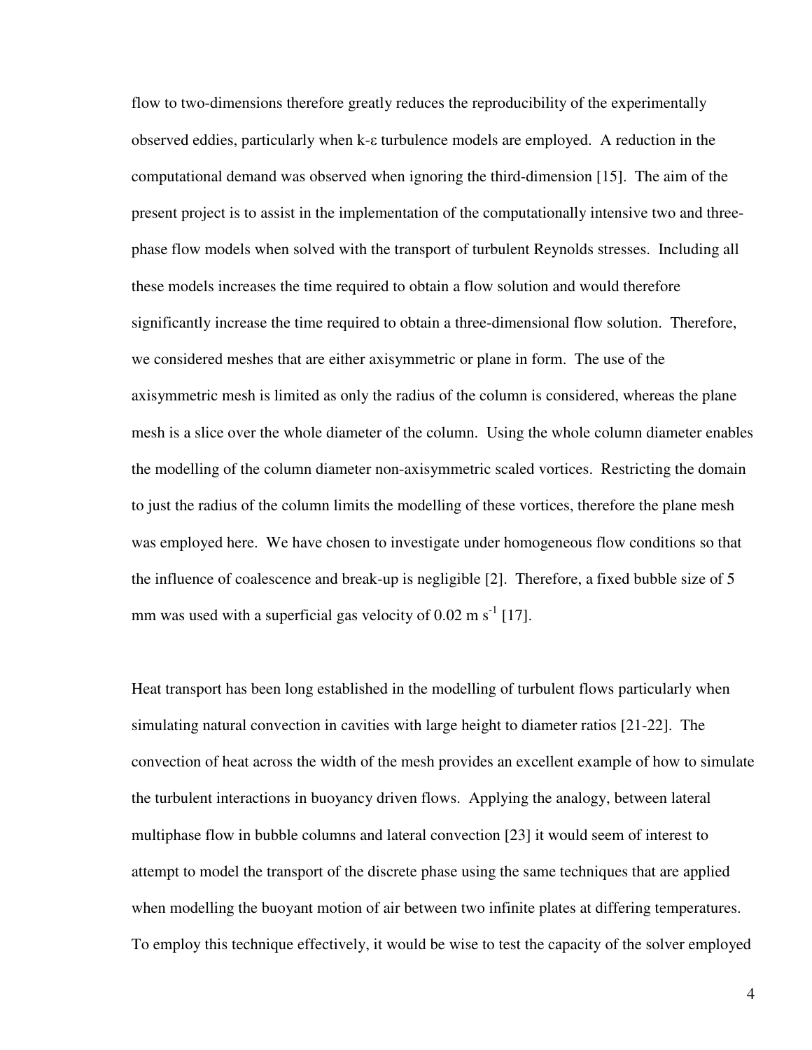flow to two-dimensions therefore greatly reduces the reproducibility of the experimentally observed eddies, particularly when k-ε turbulence models are employed. A reduction in the computational demand was observed when ignoring the third-dimension [15]. The aim of the present project is to assist in the implementation of the computationally intensive two and three-phase flow models when solved with the transport of turbulent Reynolds stresses. Including all these models increases the time required to obtain a flow solution and would therefore significantly increase the time required to obtain a three-dimensional flow solution. Therefore, we considered meshes that are either axisymmetric or plane in form. The use of the axisymmetric mesh is limited as only the radius of the column is considered, whereas the plane mesh is a slice over the whole diameter of the column. Using the whole column diameter enables the modelling of the column diameter non-axisymmetric scaled vortices. Restricting the domain to just the radius of the column limits the modelling of these vortices, therefore the plane mesh was employed here. We have chosen to investigate under homogeneous flow conditions so that the influence of coalescence and break-up is negligible [2]. Therefore, a fixed bubble size of 5 mm was used with a superficial gas velocity of 0.02 m $s^{-1}$ [17].

Heat transport has been long established in the modelling of turbulent flows particularly when simulating natural convection in cavities with large height to diameter ratios [21-22]. The convection of heat across the width of the mesh provides an excellent example of how to simulate the turbulent interactions in buoyancy driven flows. Applying the analogy, between lateral multiphase flow in bubble columns and lateral convection [23] it would seem of interest to attempt to model the transport of the discrete phase using the same techniques that are applied when modelling the buoyant motion of air between two infinite plates at differing temperatures. To employ this technique effectively, it would be wise to test the capacity of the solver employed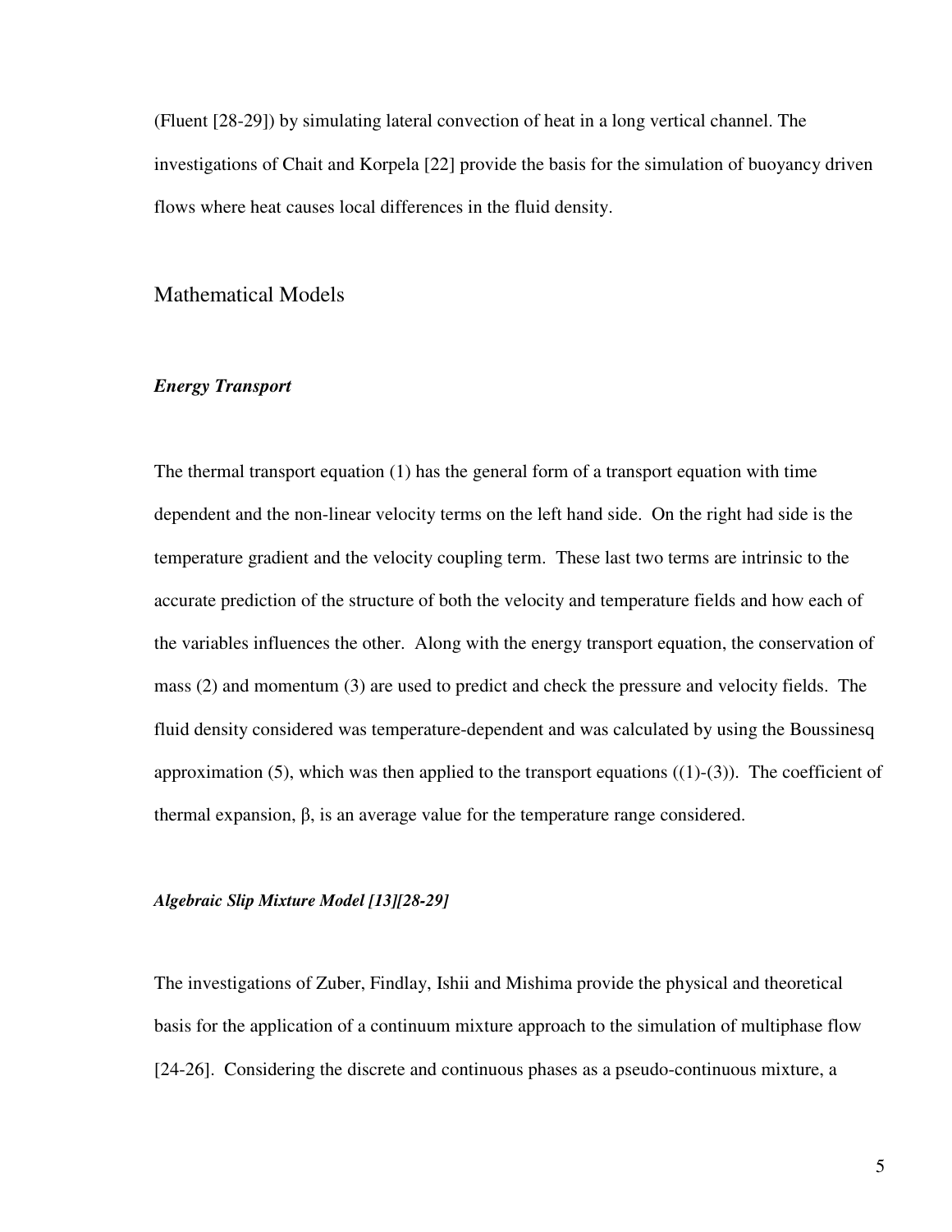(Fluent [28-29]) by simulating lateral convection of heat in a long vertical channel. The investigations of Chait and Korpela [22] provide the basis for the simulation of buoyancy driven flows where heat causes local differences in the fluid density.

## Mathematical Models

### *Energy Transport*

The thermal transport equation (1) has the general form of a transport equation with time dependent and the non-linear velocity terms on the left hand side. On the right had side is the temperature gradient and the velocity coupling term. These last two terms are intrinsic to the accurate prediction of the structure of both the velocity and temperature fields and how each of the variables influences the other. Along with the energy transport equation, the conservation of mass (2) and momentum (3) are used to predict and check the pressure and velocity fields. The fluid density considered was temperature-dependent and was calculated by using the Boussinesq approximation (5), which was then applied to the transport equations ((1)-(3)). The coefficient of thermal expansion, $\beta$, is an average value for the temperature range considered.

### *Algebraic Slip Mixture Model [13][28-29]*

The investigations of Zuber, Findlay, Ishii and Mishima provide the physical and theoretical basis for the application of a continuum mixture approach to the simulation of multiphase flow [24-26]. Considering the discrete and continuous phases as a pseudo-continuous mixture, a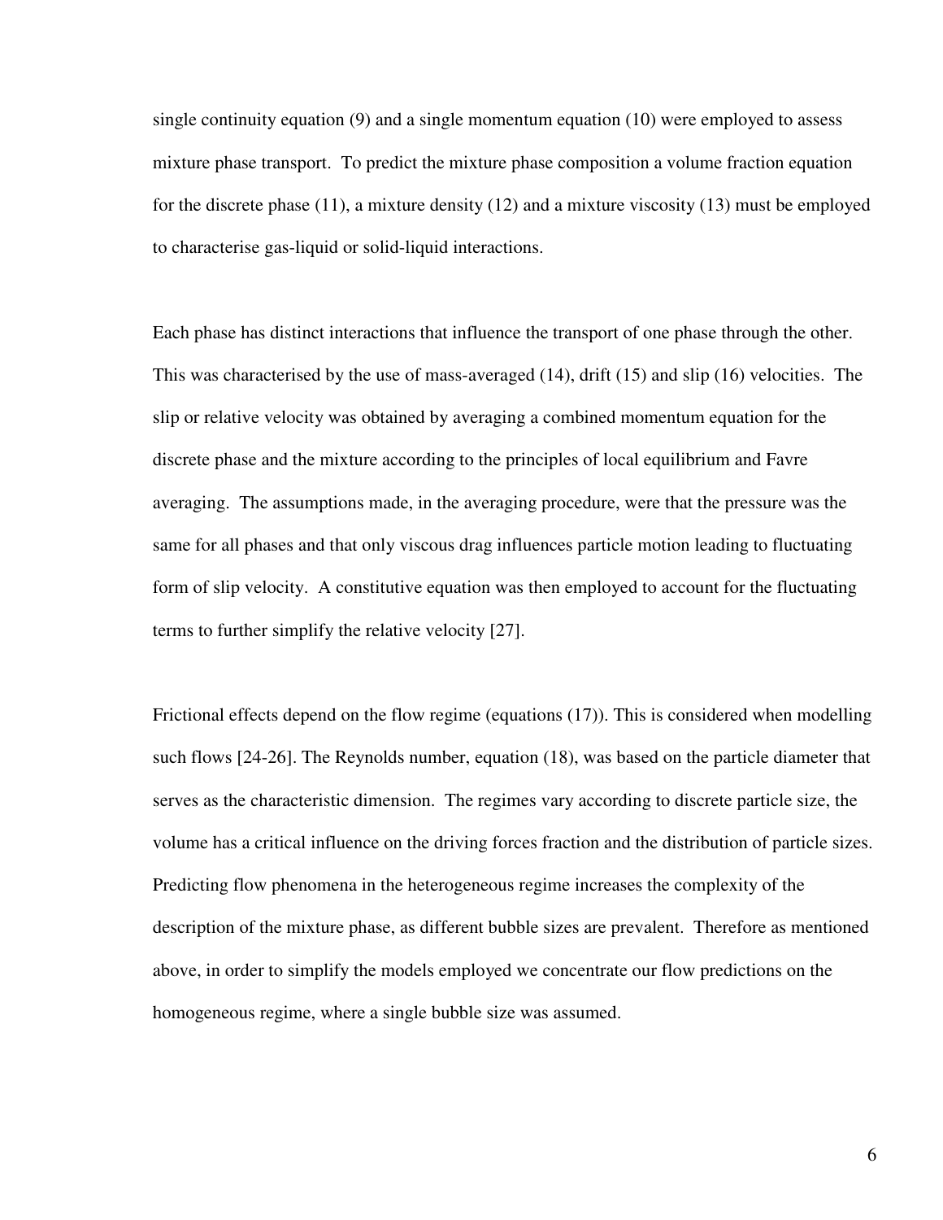single continuity equation (9) and a single momentum equation (10) were employed to assess mixture phase transport. To predict the mixture phase composition a volume fraction equation for the discrete phase (11), a mixture density (12) and a mixture viscosity (13) must be employed to characterise gas-liquid or solid-liquid interactions.

Each phase has distinct interactions that influence the transport of one phase through the other. This was characterised by the use of mass-averaged (14), drift (15) and slip (16) velocities. The slip or relative velocity was obtained by averaging a combined momentum equation for the discrete phase and the mixture according to the principles of local equilibrium and Favre averaging. The assumptions made, in the averaging procedure, were that the pressure was the same for all phases and that only viscous drag influences particle motion leading to fluctuating form of slip velocity. A constitutive equation was then employed to account for the fluctuating terms to further simplify the relative velocity [27].

Frictional effects depend on the flow regime (equations (17)). This is considered when modelling such flows [24-26]. The Reynolds number, equation (18), was based on the particle diameter that serves as the characteristic dimension. The regimes vary according to discrete particle size, the volume has a critical influence on the driving forces fraction and the distribution of particle sizes. Predicting flow phenomena in the heterogeneous regime increases the complexity of the description of the mixture phase, as different bubble sizes are prevalent. Therefore as mentioned above, in order to simplify the models employed we concentrate our flow predictions on the homogeneous regime, where a single bubble size was assumed.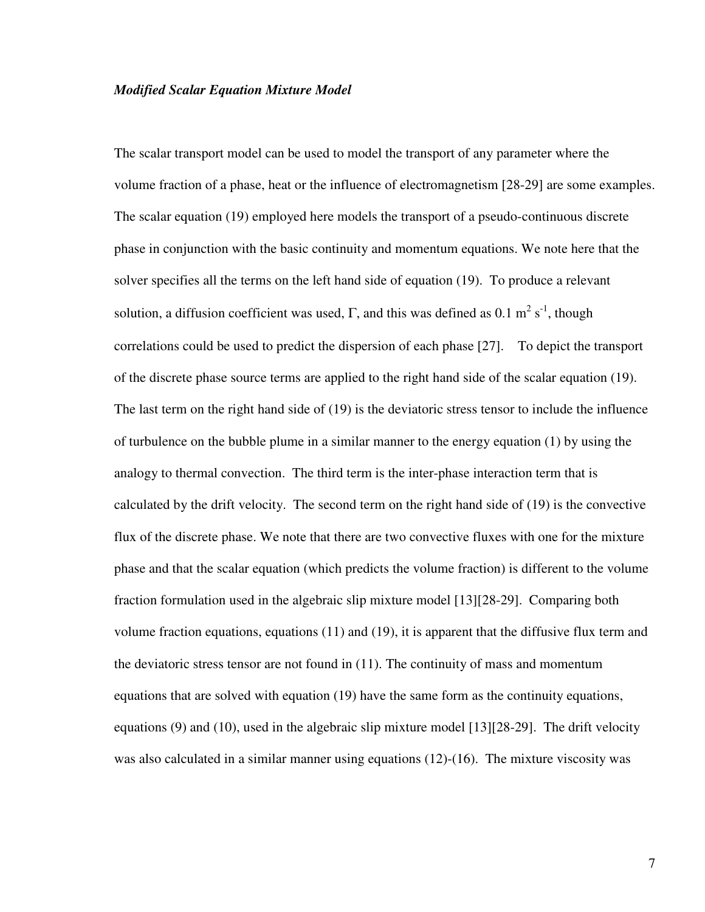### *Modified Scalar Equation Mixture Model*

The scalar transport model can be used to model the transport of any parameter where the volume fraction of a phase, heat or the influence of electromagnetism [28-29] are some examples. The scalar equation (19) employed here models the transport of a pseudo-continuous discrete phase in conjunction with the basic continuity and momentum equations. We note here that the solver specifies all the terms on the left hand side of equation (19). To produce a relevant solution, a diffusion coefficient was used, $\Gamma$, and this was defined as 0.1 $m^2 s^{-1}$, though correlations could be used to predict the dispersion of each phase [27]. To depict the transport of the discrete phase source terms are applied to the right hand side of the scalar equation (19). The last term on the right hand side of (19) is the deviatoric stress tensor to include the influence of turbulence on the bubble plume in a similar manner to the energy equation (1) by using the analogy to thermal convection. The third term is the inter-phase interaction term that is calculated by the drift velocity. The second term on the right hand side of (19) is the convective flux of the discrete phase. We note that there are two convective fluxes with one for the mixture phase and that the scalar equation (which predicts the volume fraction) is different to the volume fraction formulation used in the algebraic slip mixture model [13][28-29]. Comparing both volume fraction equations, equations (11) and (19), it is apparent that the diffusive flux term and the deviatoric stress tensor are not found in (11). The continuity of mass and momentum equations that are solved with equation (19) have the same form as the continuity equations, equations (9) and (10), used in the algebraic slip mixture model [13][28-29]. The drift velocity was also calculated in a similar manner using equations (12)-(16). The mixture viscosity was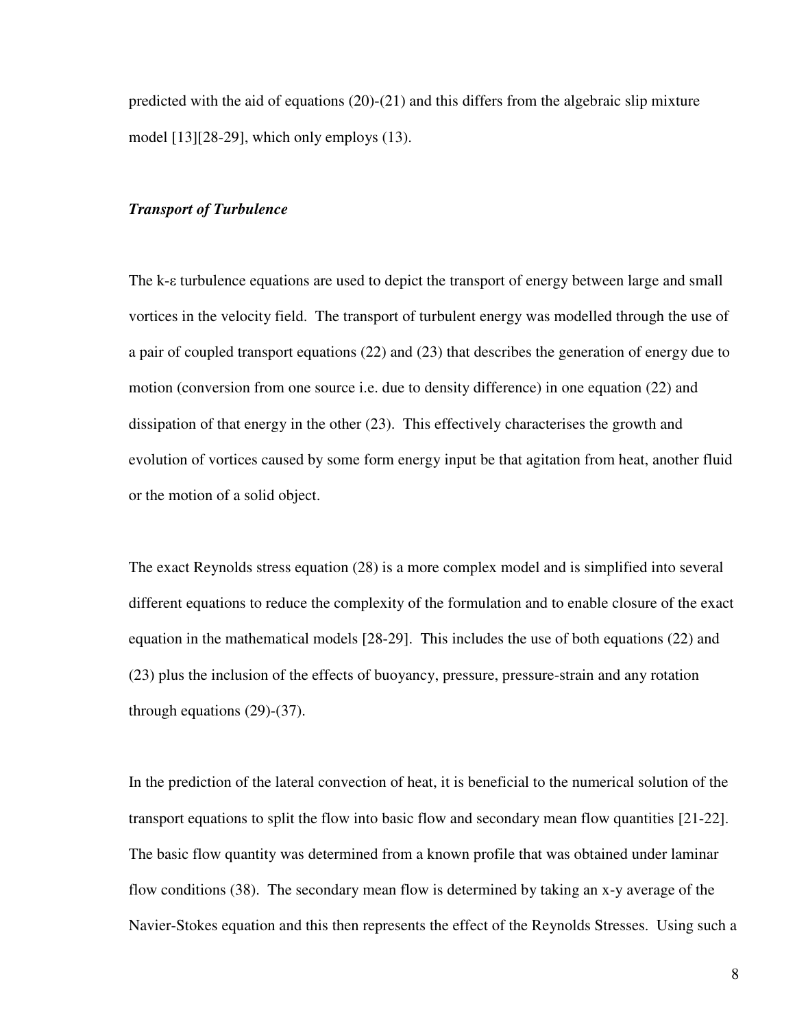predicted with the aid of equations (20)-(21) and this differs from the algebraic slip mixture model [13][28-29], which only employs (13).

### *Transport of Turbulence*

The k-ε turbulence equations are used to depict the transport of energy between large and small vortices in the velocity field. The transport of turbulent energy was modelled through the use of a pair of coupled transport equations (22) and (23) that describes the generation of energy due to motion (conversion from one source i.e. due to density difference) in one equation (22) and dissipation of that energy in the other (23). This effectively characterises the growth and evolution of vortices caused by some form energy input be that agitation from heat, another fluid or the motion of a solid object.

The exact Reynolds stress equation (28) is a more complex model and is simplified into several different equations to reduce the complexity of the formulation and to enable closure of the exact equation in the mathematical models [28-29]. This includes the use of both equations (22) and (23) plus the inclusion of the effects of buoyancy, pressure, pressure-strain and any rotation through equations (29)-(37).

In the prediction of the lateral convection of heat, it is beneficial to the numerical solution of the transport equations to split the flow into basic flow and secondary mean flow quantities [21-22]. The basic flow quantity was determined from a known profile that was obtained under laminar flow conditions (38). The secondary mean flow is determined by taking an x-y average of the Navier-Stokes equation and this then represents the effect of the Reynolds Stresses. Using such a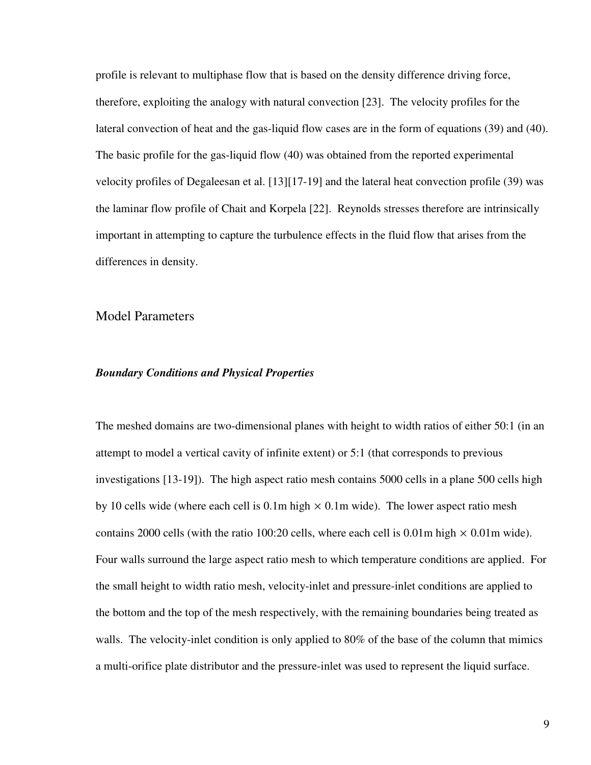profile is relevant to multiphase flow that is based on the density difference driving force, therefore, exploiting the analogy with natural convection [23]. The velocity profiles for the lateral convection of heat and the gas-liquid flow cases are in the form of equations (39) and (40). The basic profile for the gas-liquid flow (40) was obtained from the reported experimental velocity profiles of Degaleesan et al. [13][17-19] and the lateral heat convection profile (39) was the laminar flow profile of Chait and Korpela [22]. Reynolds stresses therefore are intrinsically important in attempting to capture the turbulence effects in the fluid flow that arises from the differences in density.

## Model Parameters

### *Boundary Conditions and Physical Properties*

The meshed domains are two-dimensional planes with height to width ratios of either 50:1 (in an attempt to model a vertical cavity of infinite extent) or 5:1 (that corresponds to previous investigations [13-19]). The high aspect ratio mesh contains 5000 cells in a plane 500 cells high by 10 cells wide (where each cell is 0.1m high $\times$ 0.1m wide). The lower aspect ratio mesh contains 2000 cells (with the ratio 100:20 cells, where each cell is 0.01m high $\times$ 0.01m wide). Four walls surround the large aspect ratio mesh to which temperature conditions are applied. For the small height to width ratio mesh, velocity-inlet and pressure-inlet conditions are applied to the bottom and the top of the mesh respectively, with the remaining boundaries being treated as walls. The velocity-inlet condition is only applied to 80% of the base of the column that mimics a multi-orifice plate distributor and the pressure-inlet was used to represent the liquid surface.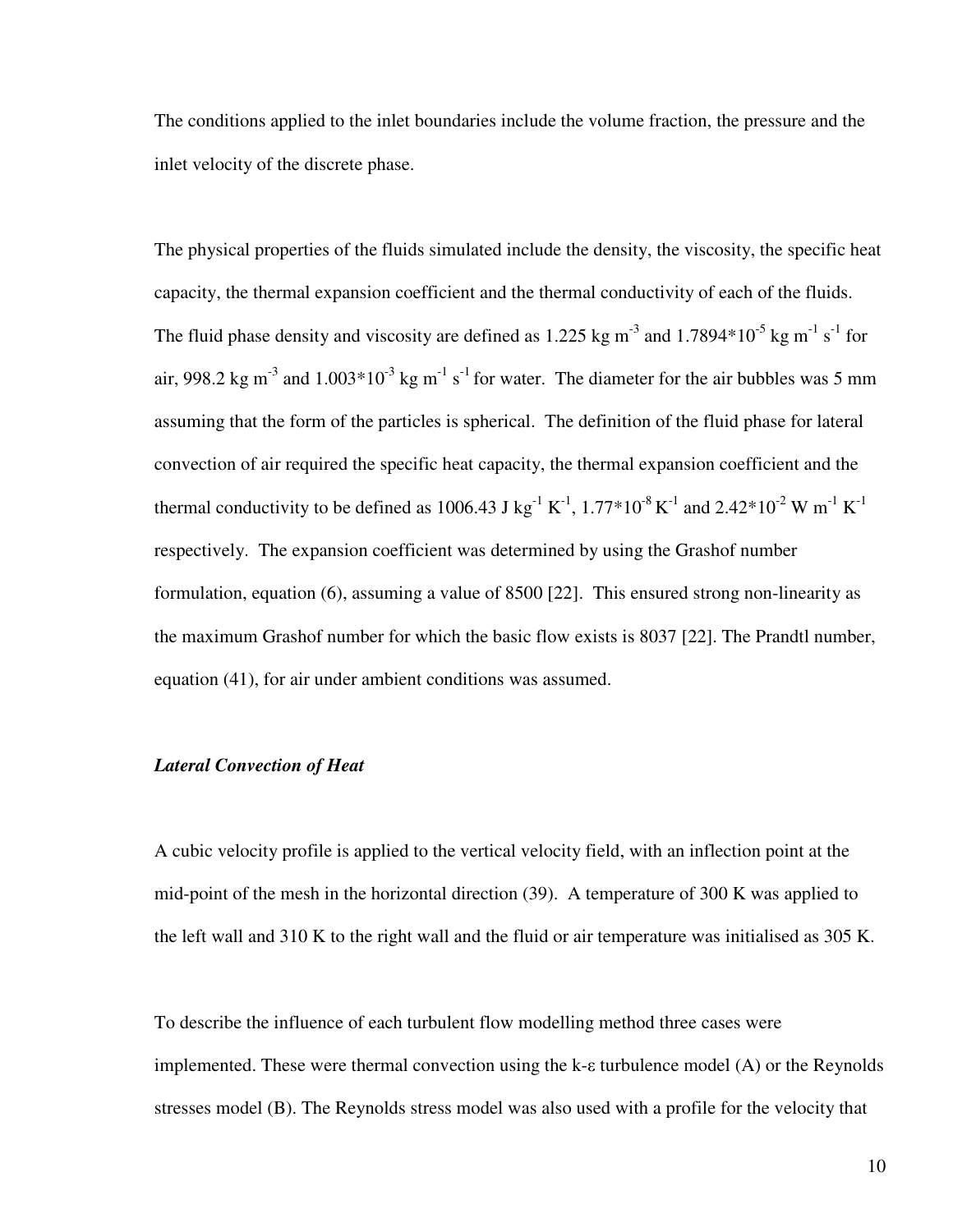The conditions applied to the inlet boundaries include the volume fraction, the pressure and the inlet velocity of the discrete phase.

The physical properties of the fluids simulated include the density, the viscosity, the specific heat capacity, the thermal expansion coefficient and the thermal conductivity of each of the fluids. The fluid phase density and viscosity are defined as 1.225 kg $m^{-3}$ and $1.7894*10^{-5}$ kg $m^{-1}$ $s^{-1}$ for air, 998.2 kg $m^{-3}$ and $1.003*10^{-3}$ kg $m^{-1}$ $s^{-1}$ for water. The diameter for the air bubbles was 5 mm assuming that the form of the particles is spherical. The definition of the fluid phase for lateral convection of air required the specific heat capacity, the thermal expansion coefficient and the thermal conductivity to be defined as 1006.43 J $kg^{-1}$ $K^{-1}$, $1.77*10^{-8}$ $K^{-1}$ and $2.42*10^{-2}$ W $m^{-1}$ $K^{-1}$ respectively. The expansion coefficient was determined by using the Grashof number formulation, equation (6), assuming a value of 8500 [22]. This ensured strong non-linearity as the maximum Grashof number for which the basic flow exists is 8037 [22]. The Prandtl number, equation (41), for air under ambient conditions was assumed.

***Lateral Convection of Heat***

A cubic velocity profile is applied to the vertical velocity field, with an inflection point at the mid-point of the mesh in the horizontal direction (39). A temperature of 300 K was applied to the left wall and 310 K to the right wall and the fluid or air temperature was initialised as 305 K.

To describe the influence of each turbulent flow modelling method three cases were implemented. These were thermal convection using the k-ε turbulence model (A) or the Reynolds stresses model (B). The Reynolds stress model was also used with a profile for the velocity that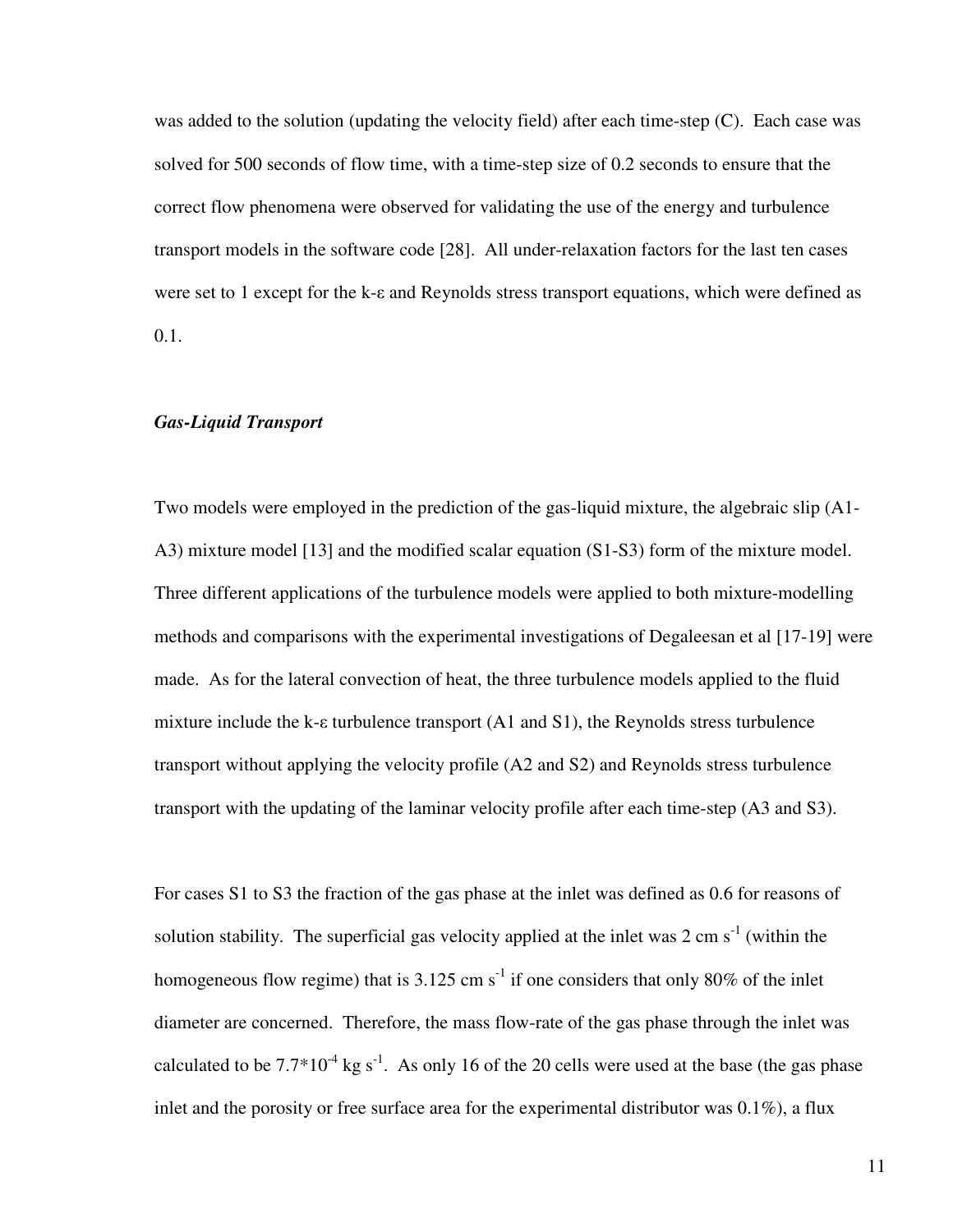was added to the solution (updating the velocity field) after each time-step (C). Each case was solved for 500 seconds of flow time, with a time-step size of 0.2 seconds to ensure that the correct flow phenomena were observed for validating the use of the energy and turbulence transport models in the software code [28]. All under-relaxation factors for the last ten cases were set to 1 except for the k-ε and Reynolds stress transport equations, which were defined as 0.1.

***Gas-Liquid Transport***

Two models were employed in the prediction of the gas-liquid mixture, the algebraic slip (A1-A3) mixture model [13] and the modified scalar equation (S1-S3) form of the mixture model. Three different applications of the turbulence models were applied to both mixture-modelling methods and comparisons with the experimental investigations of Degaleesan et al [17-19] were made. As for the lateral convection of heat, the three turbulence models applied to the fluid mixture include the k-ε turbulence transport (A1 and S1), the Reynolds stress turbulence transport without applying the velocity profile (A2 and S2) and Reynolds stress turbulence transport with the updating of the laminar velocity profile after each time-step (A3 and S3).

For cases S1 to S3 the fraction of the gas phase at the inlet was defined as 0.6 for reasons of solution stability. The superficial gas velocity applied at the inlet was 2 cm $s^{-1}$ (within the homogeneous flow regime) that is 3.125 cm $s^{-1}$ if one considers that only 80% of the inlet diameter are concerned. Therefore, the mass flow-rate of the gas phase through the inlet was calculated to be $7.7 \times 10^{-4}$ kg $s^{-1}$. As only 16 of the 20 cells were used at the base (the gas phase inlet and the porosity or free surface area for the experimental distributor was 0.1%), a flux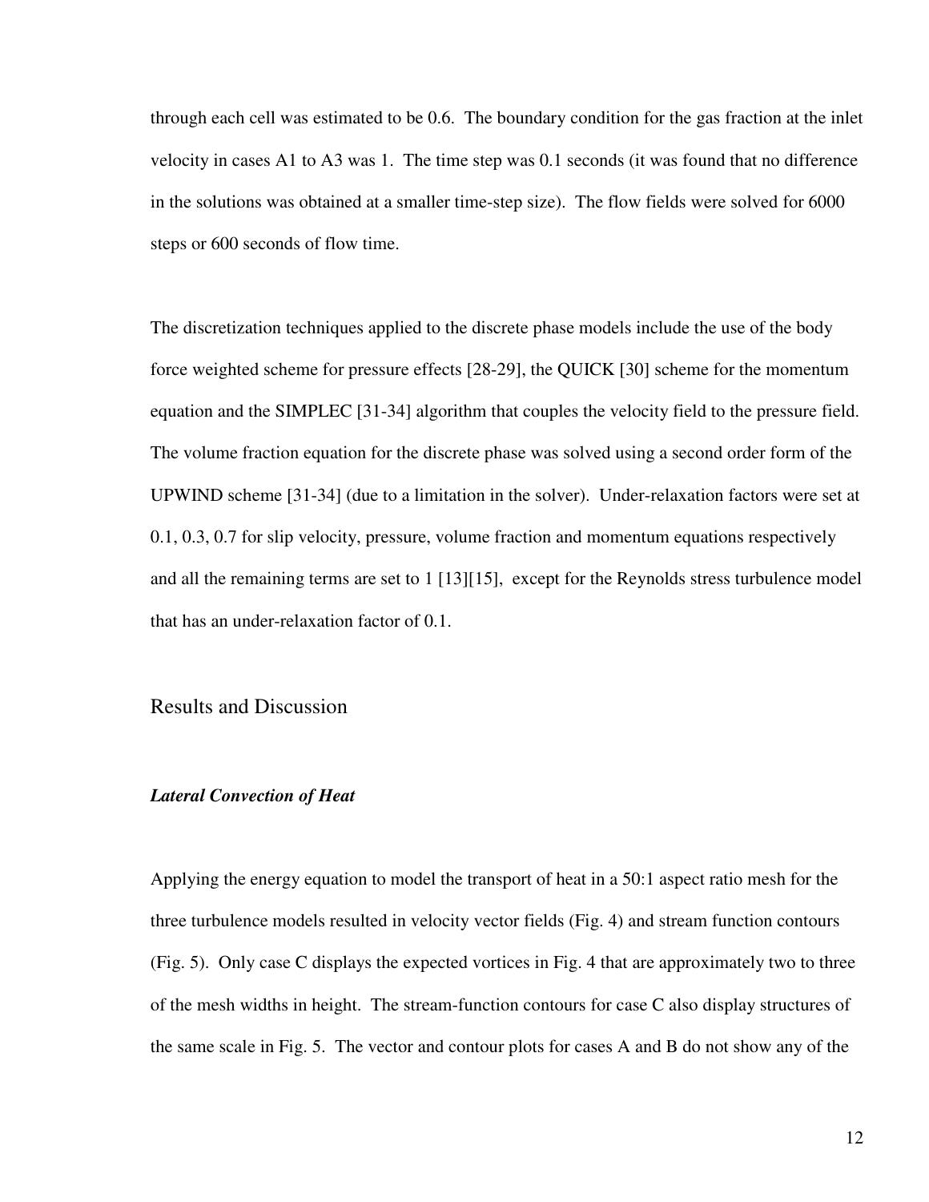through each cell was estimated to be 0.6. The boundary condition for the gas fraction at the inlet velocity in cases A1 to A3 was 1. The time step was 0.1 seconds (it was found that no difference in the solutions was obtained at a smaller time-step size). The flow fields were solved for 6000 steps or 600 seconds of flow time.

The discretization techniques applied to the discrete phase models include the use of the body force weighted scheme for pressure effects [28-29], the QUICK [30] scheme for the momentum equation and the SIMPLEC [31-34] algorithm that couples the velocity field to the pressure field. The volume fraction equation for the discrete phase was solved using a second order form of the UPWIND scheme [31-34] (due to a limitation in the solver). Under-relaxation factors were set at 0.1, 0.3, 0.7 for slip velocity, pressure, volume fraction and momentum equations respectively and all the remaining terms are set to 1 [13][15], except for the Reynolds stress turbulence model that has an under-relaxation factor of 0.1.

## Results and Discussion

### *Lateral Convection of Heat*

Applying the energy equation to model the transport of heat in a 50:1 aspect ratio mesh for the three turbulence models resulted in velocity vector fields (Fig. 4) and stream function contours (Fig. 5). Only case C displays the expected vortices in Fig. 4 that are approximately two to three of the mesh widths in height. The stream-function contours for case C also display structures of the same scale in Fig. 5. The vector and contour plots for cases A and B do not show any of the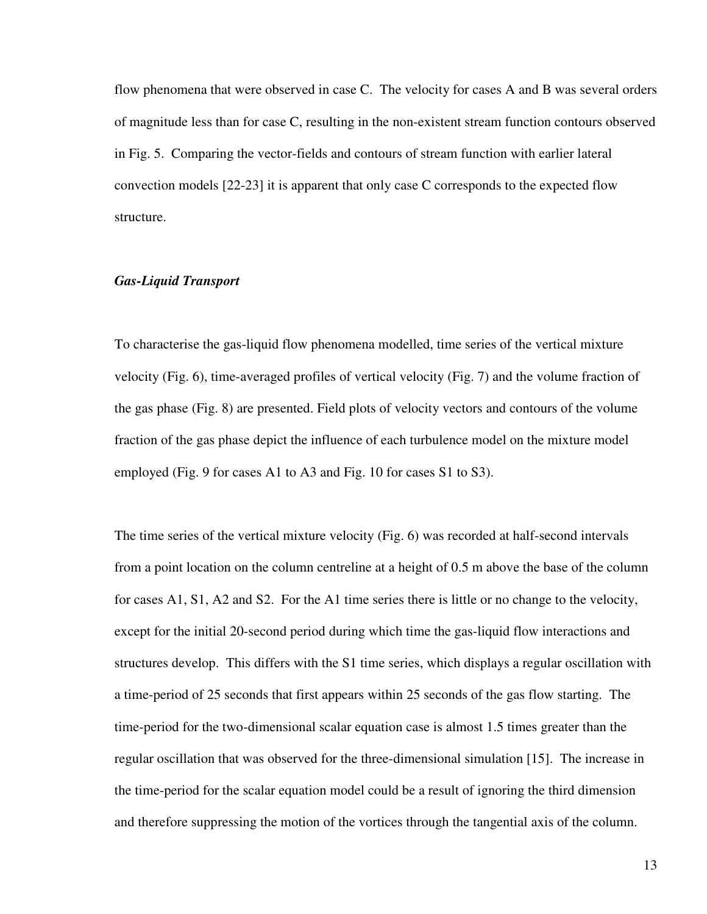flow phenomena that were observed in case C. The velocity for cases A and B was several orders of magnitude less than for case C, resulting in the non-existent stream function contours observed in Fig. 5. Comparing the vector-fields and contours of stream function with earlier lateral convection models [22-23] it is apparent that only case C corresponds to the expected flow structure.

### *Gas-Liquid Transport*

To characterise the gas-liquid flow phenomena modelled, time series of the vertical mixture velocity (Fig. 6), time-averaged profiles of vertical velocity (Fig. 7) and the volume fraction of the gas phase (Fig. 8) are presented. Field plots of velocity vectors and contours of the volume fraction of the gas phase depict the influence of each turbulence model on the mixture model employed (Fig. 9 for cases A1 to A3 and Fig. 10 for cases S1 to S3).

The time series of the vertical mixture velocity (Fig. 6) was recorded at half-second intervals from a point location on the column centreline at a height of 0.5 m above the base of the column for cases A1, S1, A2 and S2. For the A1 time series there is little or no change to the velocity, except for the initial 20-second period during which time the gas-liquid flow interactions and structures develop. This differs with the S1 time series, which displays a regular oscillation with a time-period of 25 seconds that first appears within 25 seconds of the gas flow starting. The time-period for the two-dimensional scalar equation case is almost 1.5 times greater than the regular oscillation that was observed for the three-dimensional simulation [15]. The increase in the time-period for the scalar equation model could be a result of ignoring the third dimension and therefore suppressing the motion of the vortices through the tangential axis of the column.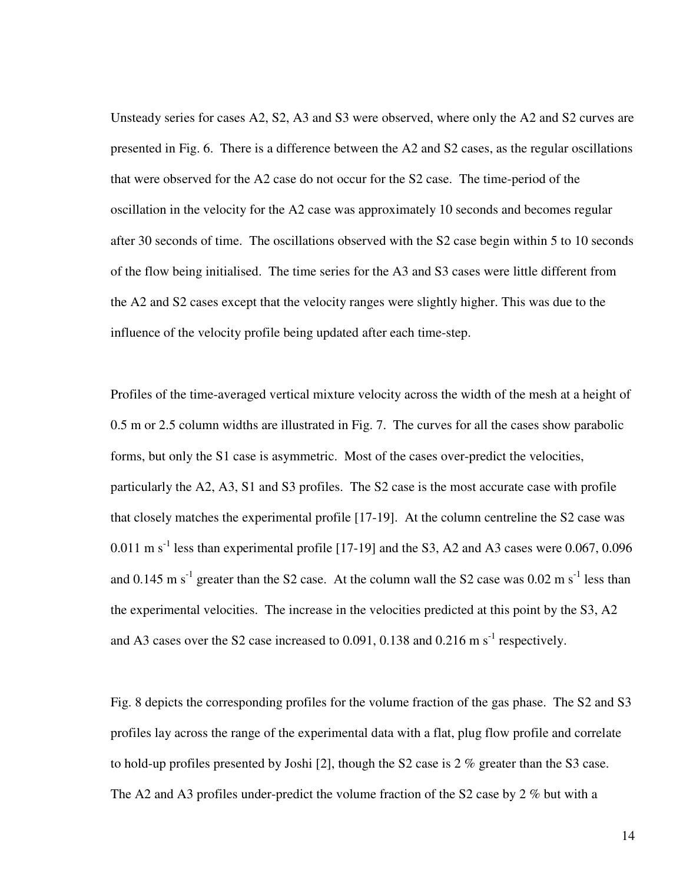Unsteady series for cases A2, S2, A3 and S3 were observed, where only the A2 and S2 curves are presented in Fig. 6. There is a difference between the A2 and S2 cases, as the regular oscillations that were observed for the A2 case do not occur for the S2 case. The time-period of the oscillation in the velocity for the A2 case was approximately 10 seconds and becomes regular after 30 seconds of time. The oscillations observed with the S2 case begin within 5 to 10 seconds of the flow being initialised. The time series for the A3 and S3 cases were little different from the A2 and S2 cases except that the velocity ranges were slightly higher. This was due to the influence of the velocity profile being updated after each time-step.

Profiles of the time-averaged vertical mixture velocity across the width of the mesh at a height of 0.5 m or 2.5 column widths are illustrated in Fig. 7. The curves for all the cases show parabolic forms, but only the S1 case is asymmetric. Most of the cases over-predict the velocities, particularly the A2, A3, S1 and S3 profiles. The S2 case is the most accurate case with profile that closely matches the experimental profile [17-19]. At the column centreline the S2 case was 0.011 m $s^{-1}$ less than experimental profile [17-19] and the S3, A2 and A3 cases were 0.067, 0.096 and 0.145 m $s^{-1}$ greater than the S2 case. At the column wall the S2 case was 0.02 m $s^{-1}$ less than the experimental velocities. The increase in the velocities predicted at this point by the S3, A2 and A3 cases over the S2 case increased to 0.091, 0.138 and 0.216 m $s^{-1}$ respectively.

Fig. 8 depicts the corresponding profiles for the volume fraction of the gas phase. The S2 and S3 profiles lay across the range of the experimental data with a flat, plug flow profile and correlate to hold-up profiles presented by Joshi [2], though the S2 case is 2 % greater than the S3 case. The A2 and A3 profiles under-predict the volume fraction of the S2 case by 2 % but with a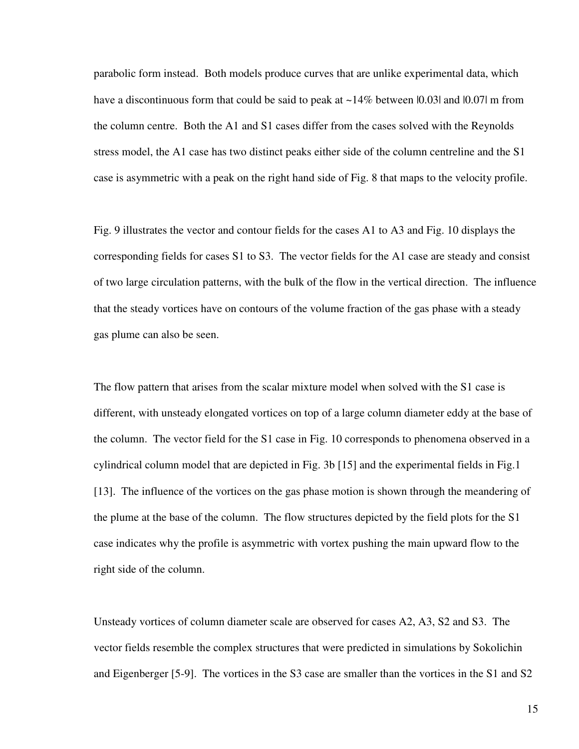parabolic form instead. Both models produce curves that are unlike experimental data, which have a discontinuous form that could be said to peak at ~14% between |0.03| and |0.07| m from the column centre. Both the A1 and S1 cases differ from the cases solved with the Reynolds stress model, the A1 case has two distinct peaks either side of the column centreline and the S1 case is asymmetric with a peak on the right hand side of Fig. 8 that maps to the velocity profile.

Fig. 9 illustrates the vector and contour fields for the cases A1 to A3 and Fig. 10 displays the corresponding fields for cases S1 to S3. The vector fields for the A1 case are steady and consist of two large circulation patterns, with the bulk of the flow in the vertical direction. The influence that the steady vortices have on contours of the volume fraction of the gas phase with a steady gas plume can also be seen.

The flow pattern that arises from the scalar mixture model when solved with the S1 case is different, with unsteady elongated vortices on top of a large column diameter eddy at the base of the column. The vector field for the S1 case in Fig. 10 corresponds to phenomena observed in a cylindrical column model that are depicted in Fig. 3b [15] and the experimental fields in Fig.1 [13]. The influence of the vortices on the gas phase motion is shown through the meandering of the plume at the base of the column. The flow structures depicted by the field plots for the S1 case indicates why the profile is asymmetric with vortex pushing the main upward flow to the right side of the column.

Unsteady vortices of column diameter scale are observed for cases A2, A3, S2 and S3. The vector fields resemble the complex structures that were predicted in simulations by Sokolichin and Eigenberger [5-9]. The vortices in the S3 case are smaller than the vortices in the S1 and S2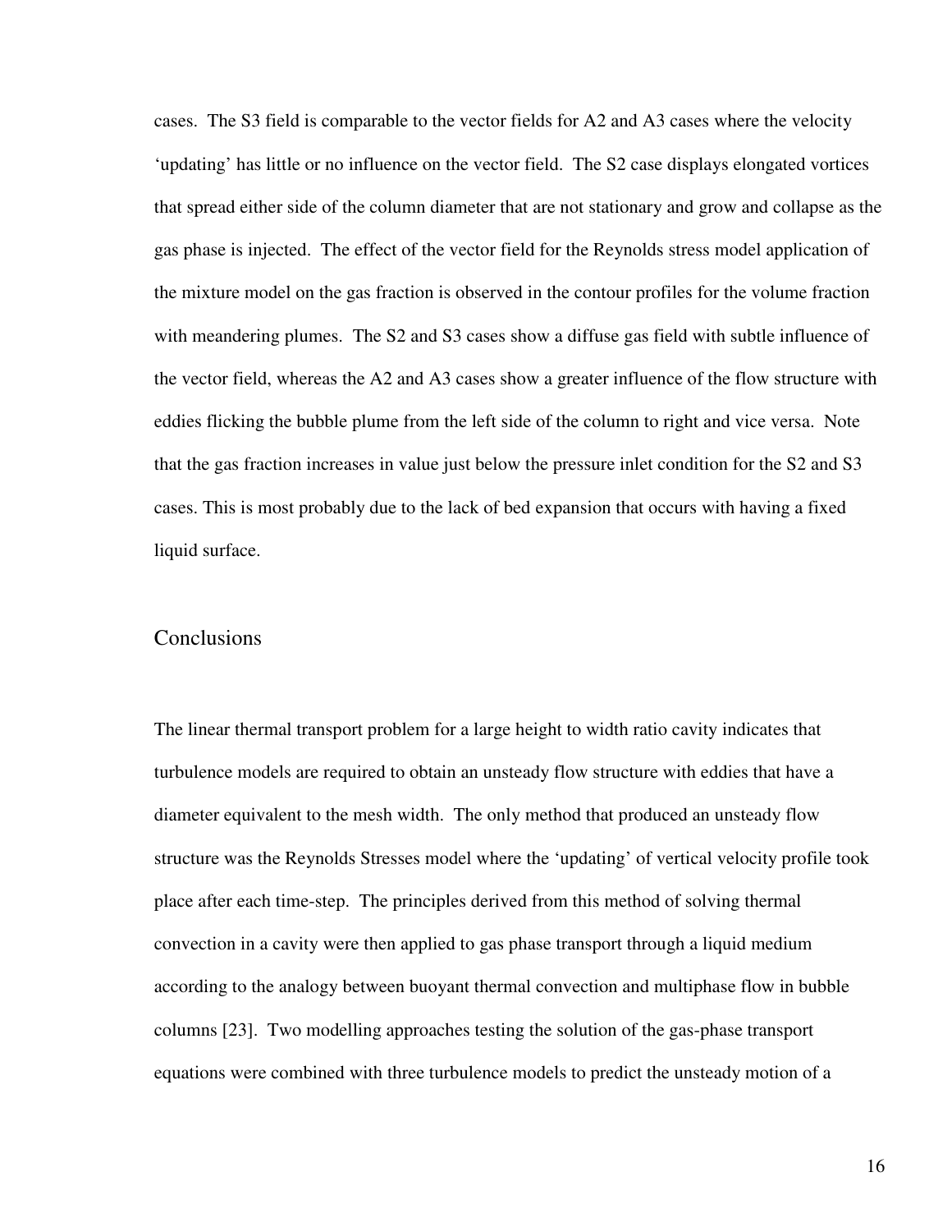cases. The S3 field is comparable to the vector fields for A2 and A3 cases where the velocity 'updating' has little or no influence on the vector field. The S2 case displays elongated vortices that spread either side of the column diameter that are not stationary and grow and collapse as the gas phase is injected. The effect of the vector field for the Reynolds stress model application of the mixture model on the gas fraction is observed in the contour profiles for the volume fraction with meandering plumes. The S2 and S3 cases show a diffuse gas field with subtle influence of the vector field, whereas the A2 and A3 cases show a greater influence of the flow structure with eddies flicking the bubble plume from the left side of the column to right and vice versa. Note that the gas fraction increases in value just below the pressure inlet condition for the S2 and S3 cases. This is most probably due to the lack of bed expansion that occurs with having a fixed liquid surface.

## Conclusions

The linear thermal transport problem for a large height to width ratio cavity indicates that turbulence models are required to obtain an unsteady flow structure with eddies that have a diameter equivalent to the mesh width. The only method that produced an unsteady flow structure was the Reynolds Stresses model where the 'updating' of vertical velocity profile took place after each time-step. The principles derived from this method of solving thermal convection in a cavity were then applied to gas phase transport through a liquid medium according to the analogy between buoyant thermal convection and multiphase flow in bubble columns [23]. Two modelling approaches testing the solution of the gas-phase transport equations were combined with three turbulence models to predict the unsteady motion of a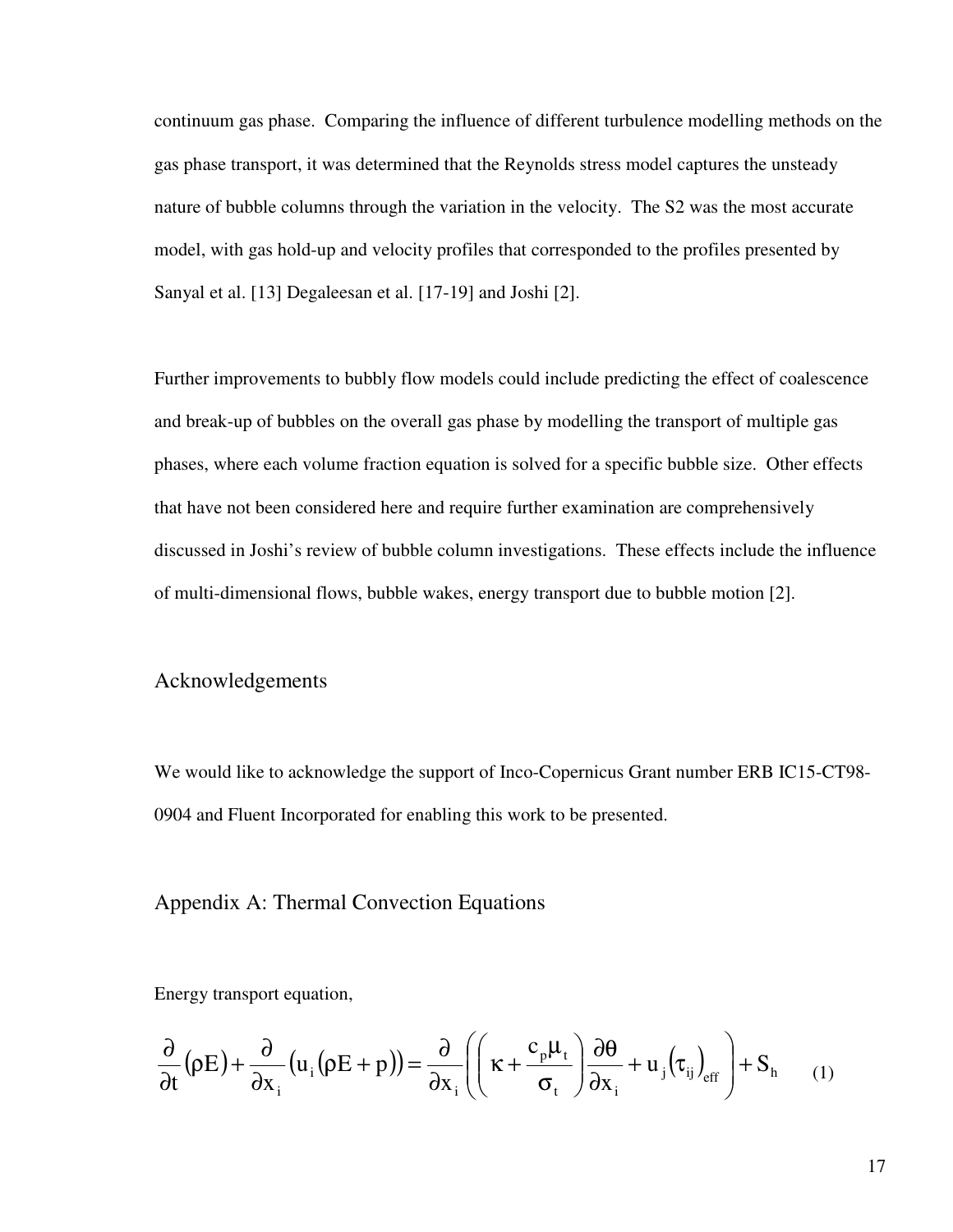continuum gas phase. Comparing the influence of different turbulence modelling methods on the gas phase transport, it was determined that the Reynolds stress model captures the unsteady nature of bubble columns through the variation in the velocity. The S2 was the most accurate model, with gas hold-up and velocity profiles that corresponded to the profiles presented by Sanyal et al. [13] Degaleesan et al. [17-19] and Joshi [2].

Further improvements to bubbly flow models could include predicting the effect of coalescence and break-up of bubbles on the overall gas phase by modelling the transport of multiple gas phases, where each volume fraction equation is solved for a specific bubble size. Other effects that have not been considered here and require further examination are comprehensively discussed in Joshi's review of bubble column investigations. These effects include the influence of multi-dimensional flows, bubble wakes, energy transport due to bubble motion [2].

## Acknowledgements

We would like to acknowledge the support of Inco-Copernicus Grant number ERB IC15-CT98-0904 and Fluent Incorporated for enabling this work to be presented.

## Appendix A: Thermal Convection Equations

Energy transport equation,

$$\frac{\partial}{\partial t}(\rho E) + \frac{\partial}{\partial x_i}\left(u_i(\rho E + p)\right) = \frac{\partial}{\partial x_i}\left(\left(\kappa + \frac{c_p \mu_t}{\sigma_t}\right)\frac{\partial \theta}{\partial x_i} + u_j\left(\tau_{ij}\right)_{eff}\right) + S_h \qquad (1)$$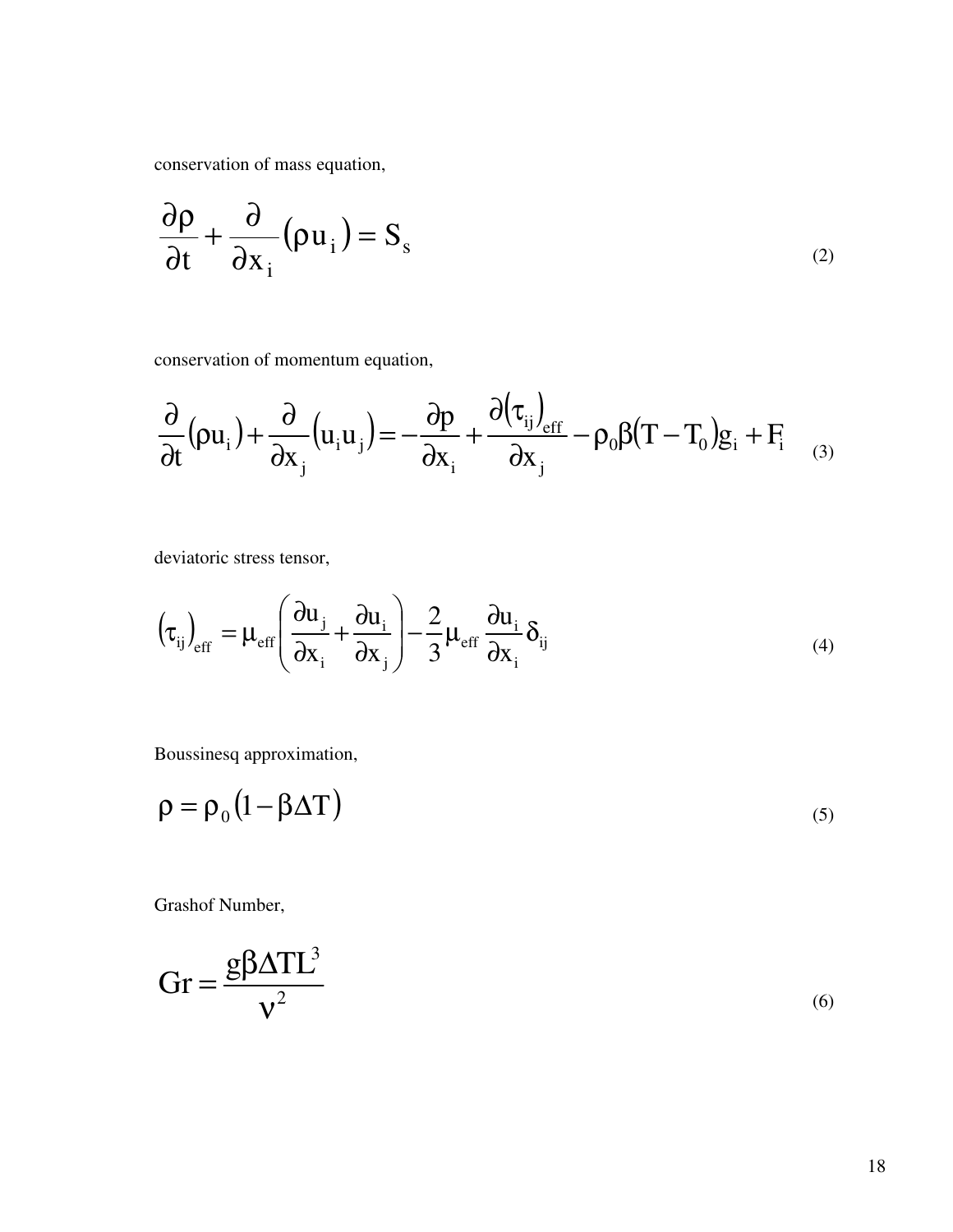conservation of mass equation,

$$\frac{\partial \rho}{\partial t} + \frac{\partial}{\partial x_i}\left(\rho u_i\right) = S_s \tag{2}$$

conservation of momentum equation,

$$\frac{\partial}{\partial t}(\rho u_i) + \frac{\partial}{\partial x_j}\left(u_i u_j\right) = -\frac{\partial p}{\partial x_i} + \frac{\partial \left(\tau_{ij}\right)_{eff}}{\partial x_j} - \rho_0 \beta (T - T_0) g_i + F_i \tag{3}$$

deviatoric stress tensor,

$$\left(\tau_{ij}\right)_{eff} = \mu_{eff}\left(\frac{\partial u_j}{\partial x_i} + \frac{\partial u_i}{\partial x_j}\right) - \frac{2}{3}\mu_{eff}\frac{\partial u_i}{\partial x_i}\delta_{ij} \tag{4}$$

Boussinesq approximation,

$$\rho = \rho_0\left(1 - \beta \Delta T\right) \tag{5}$$

Grashof Number,

$$\mathrm{Gr} = \frac{g\beta \Delta T L^3}{\nu^2} \tag{6}$$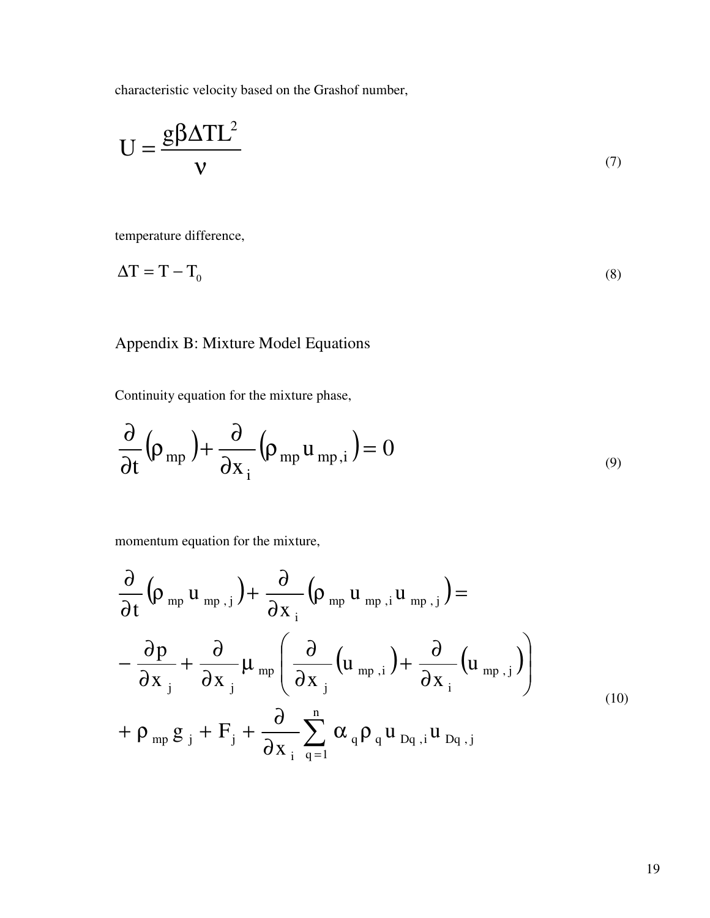characteristic velocity based on the Grashof number,

$$U = \frac{g\beta\Delta T L^2}{\nu} \tag{7}$$

temperature difference,

$$\Delta T = T - T_0 \tag{8}$$

## Appendix B: Mixture Model Equations

Continuity equation for the mixture phase,

$$\frac{\partial}{\partial t}\left(\rho_{mp}\right) + \frac{\partial}{\partial x_i}\left(\rho_{mp} u_{mp,i}\right) = 0 \tag{9}$$

momentum equation for the mixture,

$$\begin{aligned}
&\frac{\partial}{\partial t}\left(\rho_{mp} u_{mp,j}\right) + \frac{\partial}{\partial x_i}\left(\rho_{mp} u_{mp,i} u_{mp,j}\right) = \\
&-\frac{\partial p}{\partial x_j} + \frac{\partial}{\partial x_j}\mu_{mp}\left(\frac{\partial}{\partial x_j}\left(u_{mp,i}\right) + \frac{\partial}{\partial x_i}\left(u_{mp,j}\right)\right) \\
&+ \rho_{mp} g_j + F_j + \frac{\partial}{\partial x_i}\sum_{q=1}^{n} \alpha_q \rho_q u_{Dq,i} u_{Dq,j}
\end{aligned} \tag{10}$$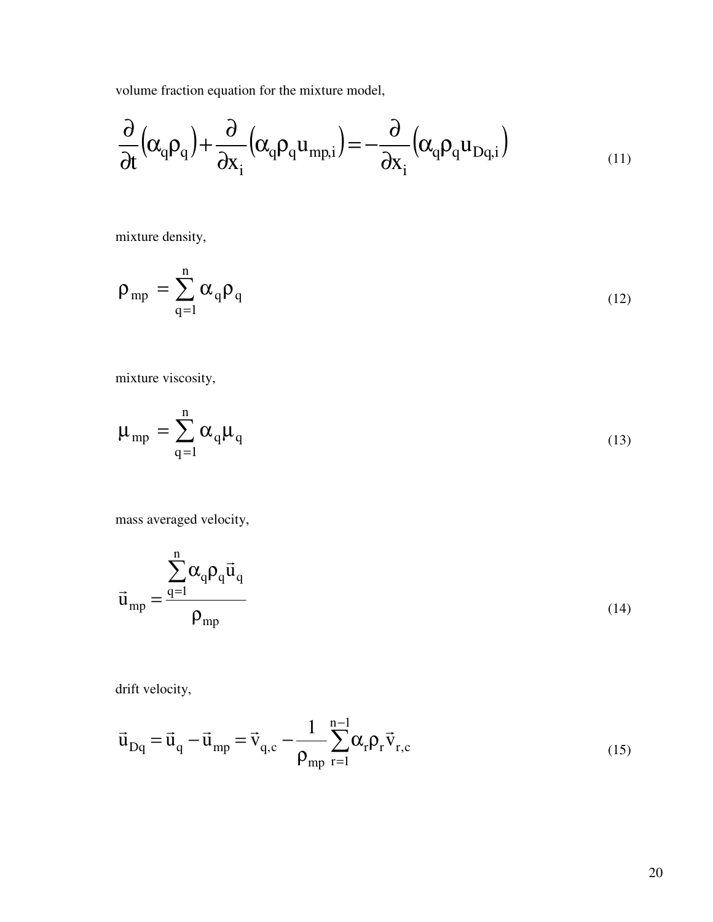volume fraction equation for the mixture model,

$$\frac{\partial}{\partial t}\left(\alpha_q \rho_q\right) + \frac{\partial}{\partial x_i}\left(\alpha_q \rho_q u_{mp,i}\right) = -\frac{\partial}{\partial x_i}\left(\alpha_q \rho_q u_{Dq,i}\right) \tag{11}$$

mixture density,

$$\rho_{mp} = \sum_{q=1}^{n} \alpha_q \rho_q \tag{12}$$

mixture viscosity,

$$\mu_{mp} = \sum_{q=1}^{n} \alpha_q \mu_q \tag{13}$$

mass averaged velocity,

$$\vec{u}_{mp} = \frac{\sum_{q=1}^{n} \alpha_q \rho_q \vec{u}_q}{\rho_{mp}} \tag{14}$$

drift velocity,

$$\vec{u}_{Dq} = \vec{u}_q - \vec{u}_{mp} = \vec{v}_{q,c} - \frac{1}{\rho_{mp}} \sum_{r=1}^{n-1} \alpha_r \rho_r \vec{v}_{r,c} \tag{15}$$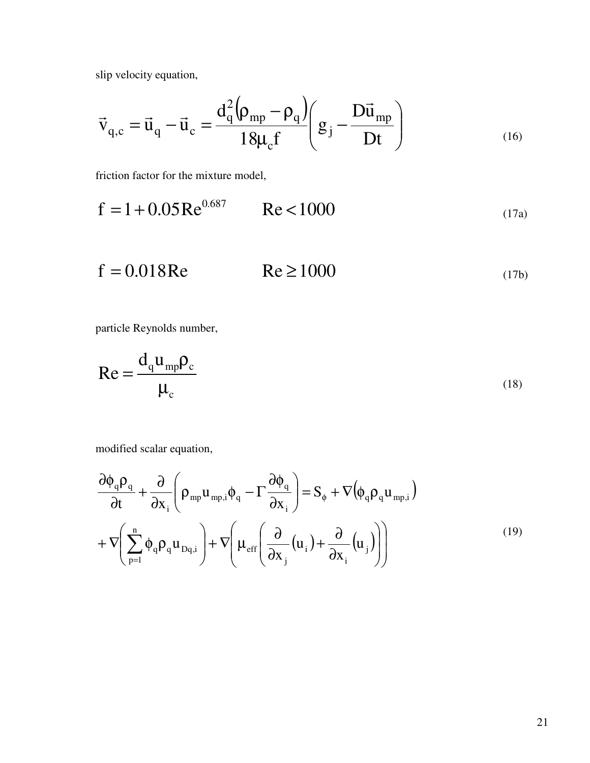slip velocity equation,

$$\vec{v}_{q,c} = \vec{u}_q - \vec{u}_c = \frac{d_q^2\left(\rho_{mp} - \rho_q\right)}{18\mu_c f}\left(g_j - \frac{D\vec{u}_{mp}}{Dt}\right) \tag{16}$$

friction factor for the mixture model,

$$f = 1 + 0.05\mathrm{Re}^{0.687} \qquad \mathrm{Re} < 1000 \tag{17a}$$

$$f = 0.018\mathrm{Re} \qquad \mathrm{Re} \geq 1000 \tag{17b}$$

particle Reynolds number,

$$\mathrm{Re} = \frac{d_q u_{mp} \rho_c}{\mu_c} \tag{18}$$

modified scalar equation,

$$\begin{aligned} \frac{\partial \phi_q \rho_q}{\partial t} + \frac{\partial}{\partial x_i}\left(\rho_{mp} u_{mp,i} \phi_q - \Gamma \frac{\partial \phi_q}{\partial x_i}\right) &= S_\phi + \nabla\left(\phi_q \rho_q u_{mp,i}\right) \\ &+ \nabla\left(\sum_{p=1}^{n} \phi_q \rho_q u_{Dq,i}\right) + \nabla\left(\mu_{eff}\left(\frac{\partial}{\partial x_j}\left(u_i\right) + \frac{\partial}{\partial x_i}\left(u_j\right)\right)\right) \end{aligned} \tag{19}$$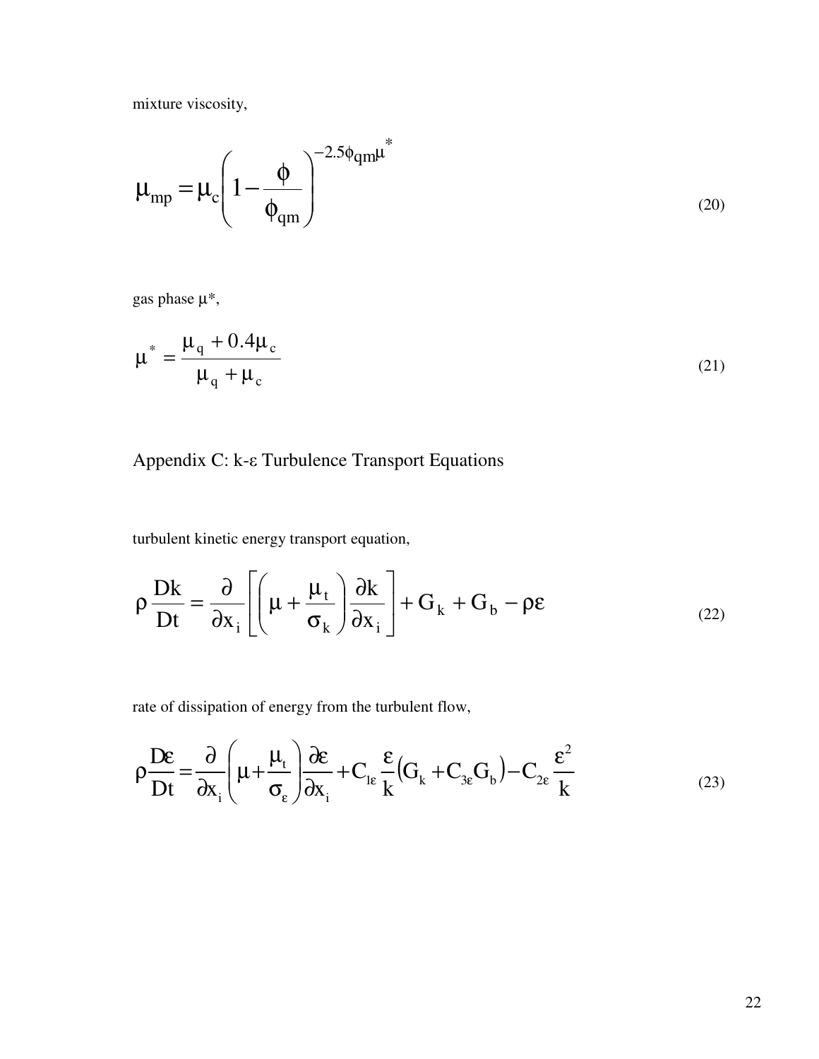mixture viscosity,

$$\mu_{mp} = \mu_c \left( 1 - \frac{\phi}{\phi_{qm}} \right)^{-2.5\phi_{qm}\mu^*} \tag{20}$$

gas phase $\mu^*$,

$$\mu^* = \frac{\mu_q + 0.4\mu_c}{\mu_q + \mu_c} \tag{21}$$

## Appendix C: k-ε Turbulence Transport Equations

turbulent kinetic energy transport equation,

$$\rho \frac{Dk}{Dt} = \frac{\partial}{\partial x_i} \left[ \left( \mu + \frac{\mu_t}{\sigma_k} \right) \frac{\partial k}{\partial x_i} \right] + G_k + G_b - \rho\varepsilon \tag{22}$$

rate of dissipation of energy from the turbulent flow,

$$\rho \frac{D\varepsilon}{Dt} = \frac{\partial}{\partial x_i} \left( \mu + \frac{\mu_t}{\sigma_\varepsilon} \right) \frac{\partial \varepsilon}{\partial x_i} + C_{1\varepsilon} \frac{\varepsilon}{k} \left( G_k + C_{3\varepsilon} G_b \right) - C_{2\varepsilon} \frac{\varepsilon^2}{k} \tag{23}$$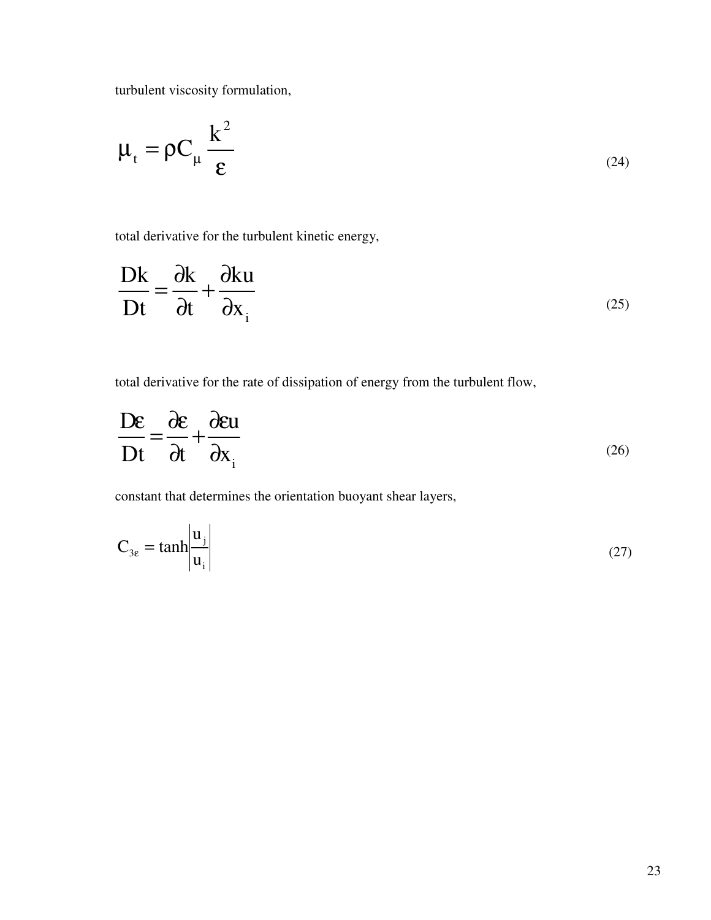turbulent viscosity formulation,

$$\mu_t = \rho C_\mu \frac{k^2}{\varepsilon} \tag{24}$$

total derivative for the turbulent kinetic energy,

$$\frac{Dk}{Dt} = \frac{\partial k}{\partial t} + \frac{\partial ku}{\partial x_i} \tag{25}$$

total derivative for the rate of dissipation of energy from the turbulent flow,

$$\frac{D\varepsilon}{Dt} = \frac{\partial \varepsilon}{\partial t} + \frac{\partial \varepsilon u}{\partial x_i} \tag{26}$$

constant that determines the orientation buoyant shear layers,

$$C_{3\varepsilon} = \tanh\left|\frac{u_j}{u_i}\right| \tag{27}$$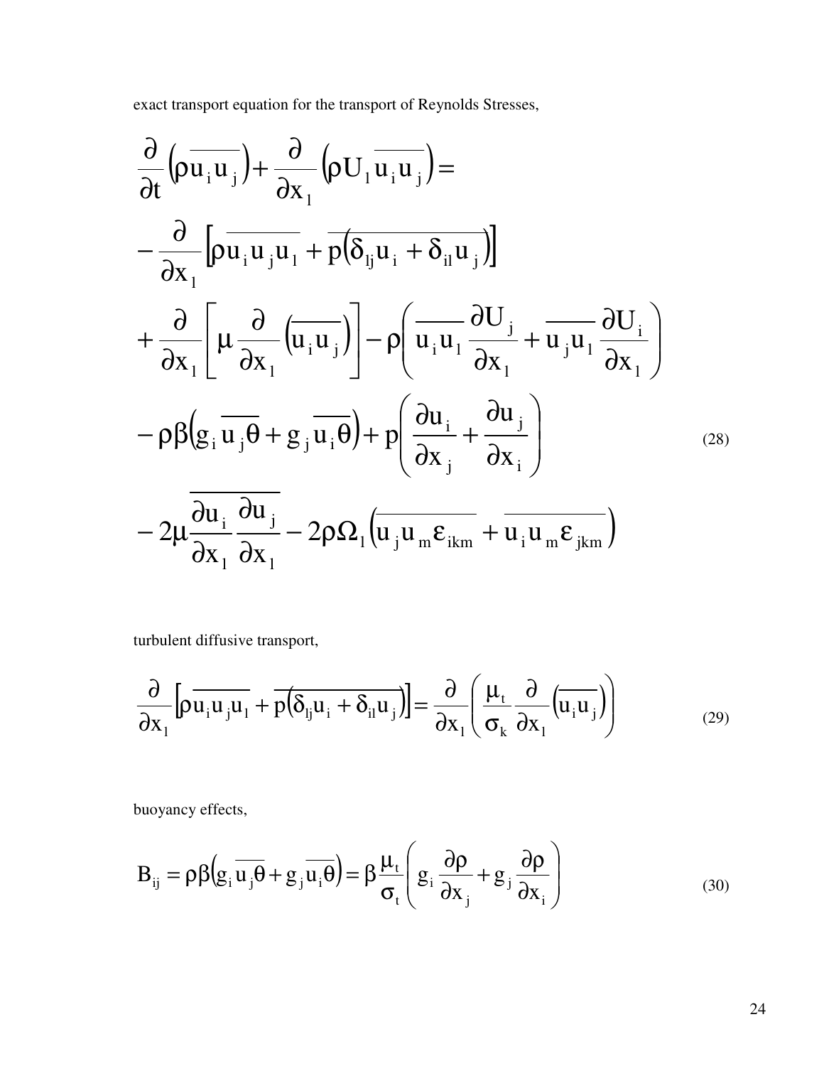exact transport equation for the transport of Reynolds Stresses,

$$
\begin{aligned}
&\frac{\partial}{\partial t}\left(\rho\overline{u_i u_j}\right)+\frac{\partial}{\partial x_l}\left(\rho U_l \overline{u_i u_j}\right)= \\
&-\frac{\partial}{\partial x_l}\left[\rho\overline{u_i u_j u_l}+\overline{p\left(\delta_{lj}u_i+\delta_{il}u_j\right)}\right] \\
&+\frac{\partial}{\partial x_l}\left[\mu\frac{\partial}{\partial x_l}\left(\overline{u_i u_j}\right)\right]-\rho\left(\overline{u_i u_l}\frac{\partial U_j}{\partial x_l}+\overline{u_j u_l}\frac{\partial U_i}{\partial x_l}\right) \\
&-\rho\beta\left(g_i\overline{u_j\theta}+g_j\overline{u_i\theta}\right)+p\left(\frac{\partial u_i}{\partial x_j}+\frac{\partial u_j}{\partial x_i}\right) \\
&-2\mu\overline{\frac{\partial u_i}{\partial x_l}\frac{\partial u_j}{\partial x_l}}-2\rho\Omega_l\left(\overline{u_j u_m \varepsilon_{ikm}}+\overline{u_i u_m \varepsilon_{jkm}}\right)
\end{aligned}
\tag{28}
$$

turbulent diffusive transport,

$$
\frac{\partial}{\partial x_l}\left[\rho\overline{u_i u_j u_l}+\overline{p\left(\delta_{lj}u_i+\delta_{il}u_j\right)}\right]=\frac{\partial}{\partial x_l}\left(\frac{\mu_t}{\sigma_k}\frac{\partial}{\partial x_l}\left(\overline{u_i u_j}\right)\right)
\tag{29}
$$

buoyancy effects,

$$
B_{ij}=\rho\beta\left(g_i\overline{u_j\theta}+g_j\overline{u_i\theta}\right)=\beta\frac{\mu_t}{\sigma_t}\left(g_i\frac{\partial\rho}{\partial x_j}+g_j\frac{\partial\rho}{\partial x_i}\right)
\tag{30}
$$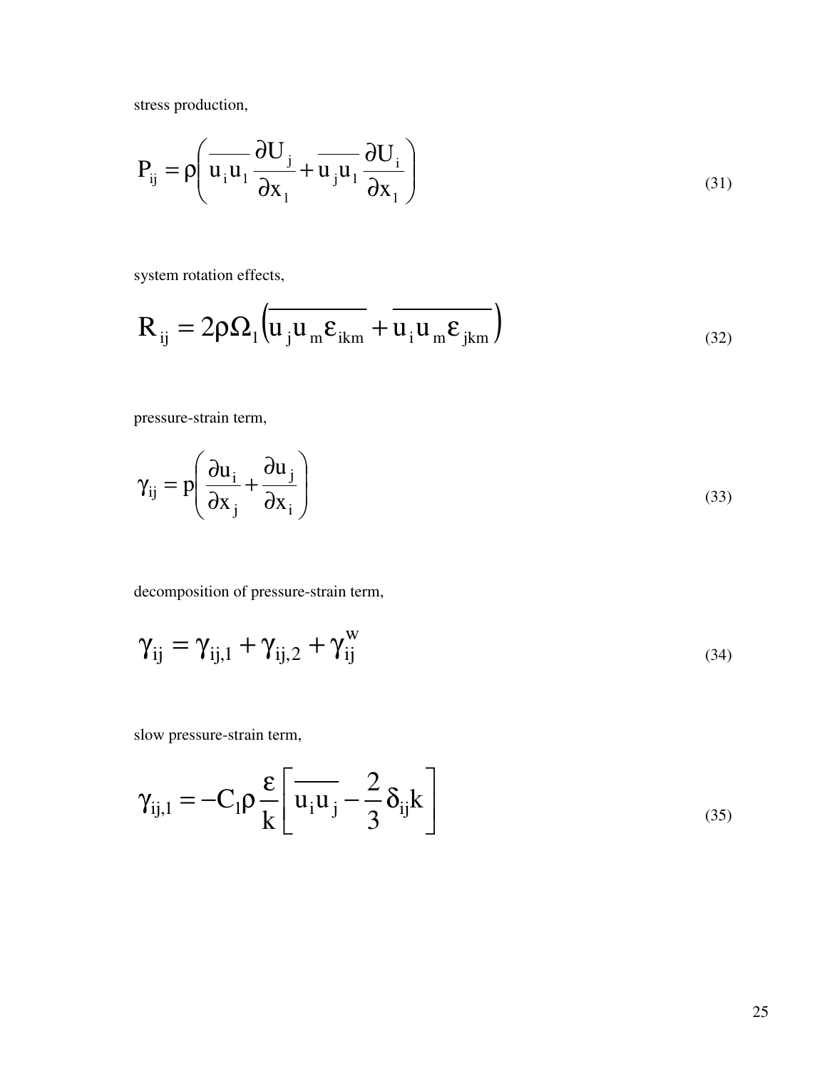stress production,

$$P_{ij} = \rho\left( \overline{u_i u_l} \frac{\partial U_j}{\partial x_l} + \overline{u_j u_l} \frac{\partial U_i}{\partial x_l} \right) \tag{31}$$

system rotation effects,

$$R_{ij} = 2\rho\Omega_l\left( \overline{u_j u_m \varepsilon_{ikm}} + \overline{u_i u_m \varepsilon_{jkm}} \right) \tag{32}$$

pressure-strain term,

$$\gamma_{ij} = p\left( \frac{\partial u_i}{\partial x_j} + \frac{\partial u_j}{\partial x_i} \right) \tag{33}$$

decomposition of pressure-strain term,

$$\gamma_{ij} = \gamma_{ij,1} + \gamma_{ij,2} + \gamma_{ij}^{w} \tag{34}$$

slow pressure-strain term,

$$\gamma_{ij,1} = -C_1 \rho \frac{\varepsilon}{k}\left[ \overline{u_i u_j} - \frac{2}{3}\delta_{ij} k \right] \tag{35}$$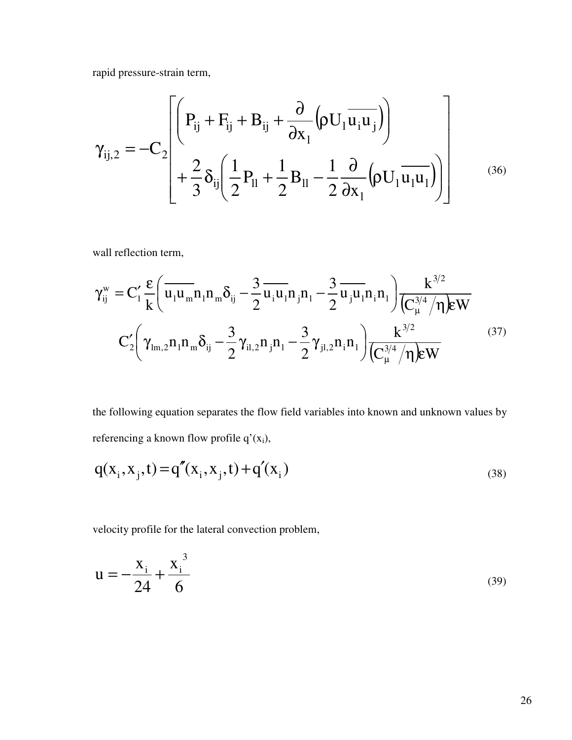rapid pressure-strain term,

$$
\gamma_{ij,2} = -C_2 \left[ \begin{array}{l} \left( P_{ij} + F_{ij} + B_{ij} + \dfrac{\partial}{\partial x_1}\left(\rho U_1 \overline{u_i u_j}\right) \right) \\ + \dfrac{2}{3}\delta_{ij}\left( \dfrac{1}{2}P_{ll} + \dfrac{1}{2}B_{ll} - \dfrac{1}{2}\dfrac{\partial}{\partial x_1}\left(\rho U_1 \overline{u_1 u_1}\right) \right) \end{array} \right] \tag{36}
$$

wall reflection term,

$$
\begin{aligned}
\gamma_{ij}^{w} = {} & C_1' \frac{\varepsilon}{k}\left( \overline{u_l u_m} n_l n_m \delta_{ij} - \frac{3}{2}\overline{u_i u_l} n_j n_l - \frac{3}{2}\overline{u_j u_l} n_i n_l \right) \frac{k^{3/2}}{\left(C_\mu^{3/4} / \eta\right)\varepsilon W} \\
& C_2' \left( \gamma_{lm,2} n_l n_m \delta_{ij} - \frac{3}{2}\gamma_{il,2} n_j n_l - \frac{3}{2}\gamma_{jl,2} n_i n_l \right) \frac{k^{3/2}}{\left(C_\mu^{3/4} / \eta\right)\varepsilon W}
\end{aligned} \tag{37}
$$

the following equation separates the flow field variables into known and unknown values by referencing a known flow profile $q'(x_i)$,

$$
q(x_i, x_j, t) = q''(x_i, x_j, t) + q'(x_i) \tag{38}
$$

velocity profile for the lateral convection problem,

$$
u = -\frac{x_i}{24} + \frac{{x_i}^3}{6} \tag{39}
$$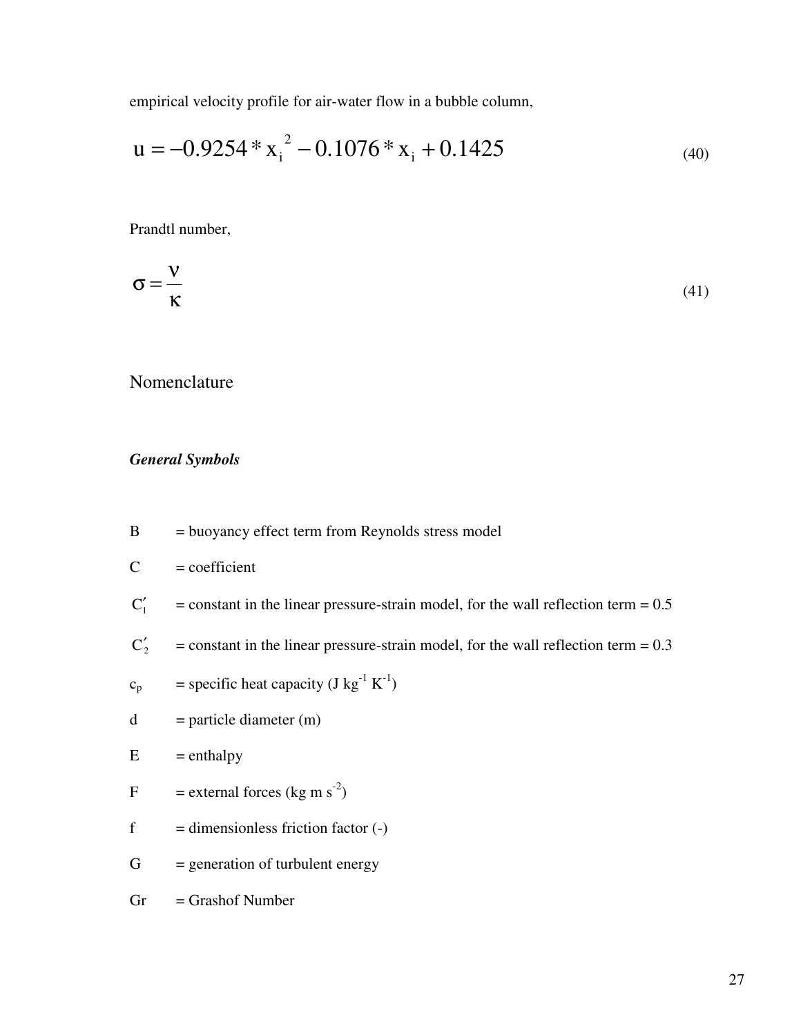empirical velocity profile for air-water flow in a bubble column,

$$u = -0.9254 * x_i^2 - 0.1076 * x_i + 0.1425 \tag{40}$$

Prandtl number,

$$\sigma = \frac{\nu}{\kappa} \tag{41}$$

## Nomenclature

### *General Symbols*

B = buoyancy effect term from Reynolds stress model

C = coefficient

$C_1'$ = constant in the linear pressure-strain model, for the wall reflection term = 0.5

$C_2'$ = constant in the linear pressure-strain model, for the wall reflection term = 0.3

$c_p$ = specific heat capacity (J kg$^{-1}$ K$^{-1}$)

d = particle diameter (m)

E = enthalpy

F = external forces (kg m s$^{-2}$)

f = dimensionless friction factor (-)

G = generation of turbulent energy

Gr = Grashof Number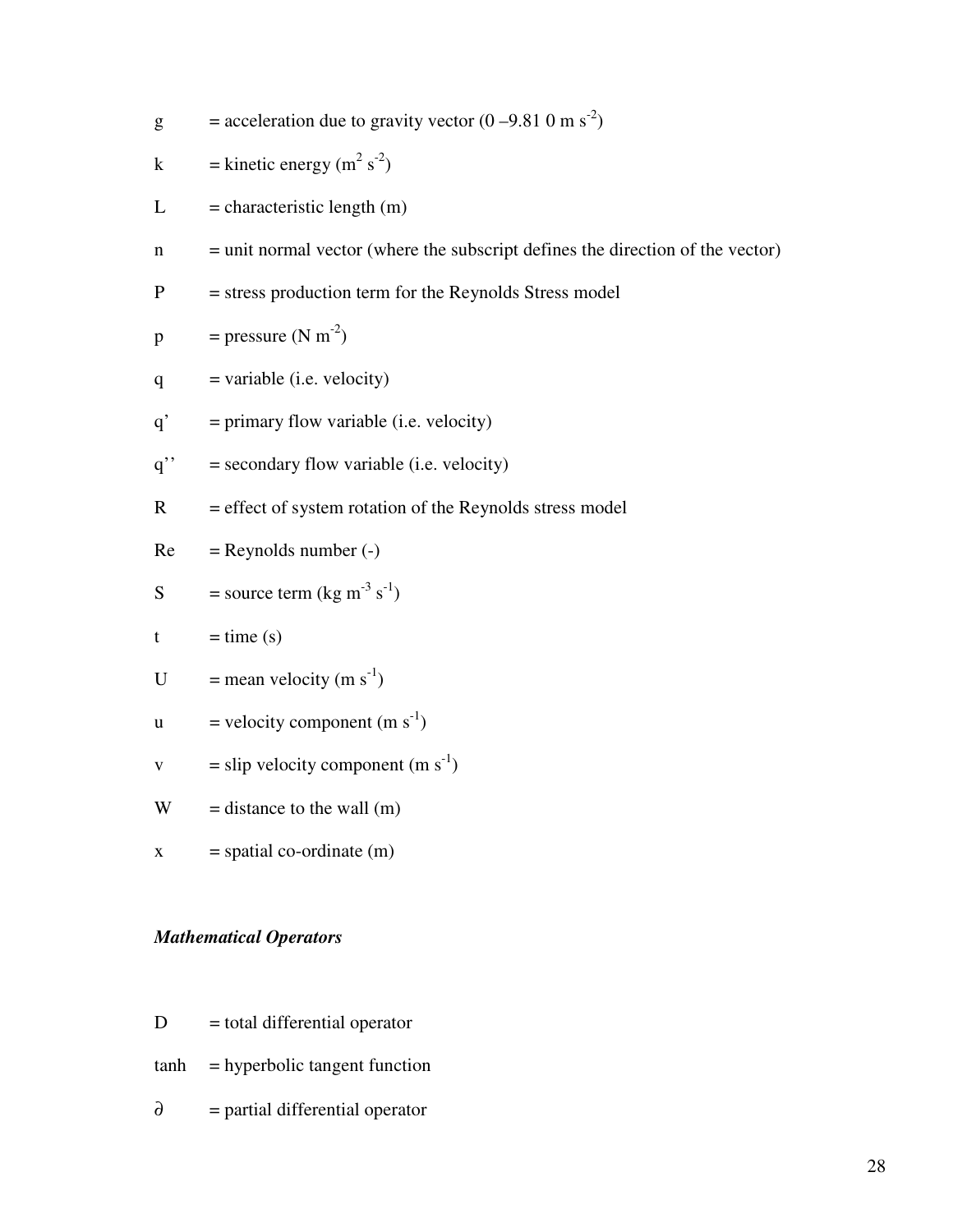$g$ = acceleration due to gravity vector ($0$ $-9.81$ $0$ m $s^{-2}$)

$k$ = kinetic energy ($m^2$ $s^{-2}$)

$L$ = characteristic length (m)

$n$ = unit normal vector (where the subscript defines the direction of the vector)

$P$ = stress production term for the Reynolds Stress model

$p$ = pressure (N $m^{-2}$)

$q$ = variable (i.e. velocity)

$q'$ = primary flow variable (i.e. velocity)

$q''$ = secondary flow variable (i.e. velocity)

$R$ = effect of system rotation of the Reynolds stress model

$Re$ = Reynolds number (-)

$S$ = source term (kg $m^{-3}$ $s^{-1}$)

$t$ = time (s)

$U$ = mean velocity (m $s^{-1}$)

$u$ = velocity component (m $s^{-1}$)

$v$ = slip velocity component (m $s^{-1}$)

$W$ = distance to the wall (m)

$x$ = spatial co-ordinate (m)

***Mathematical Operators***

$D$ = total differential operator

$\tanh$ = hyperbolic tangent function

$\partial$ = partial differential operator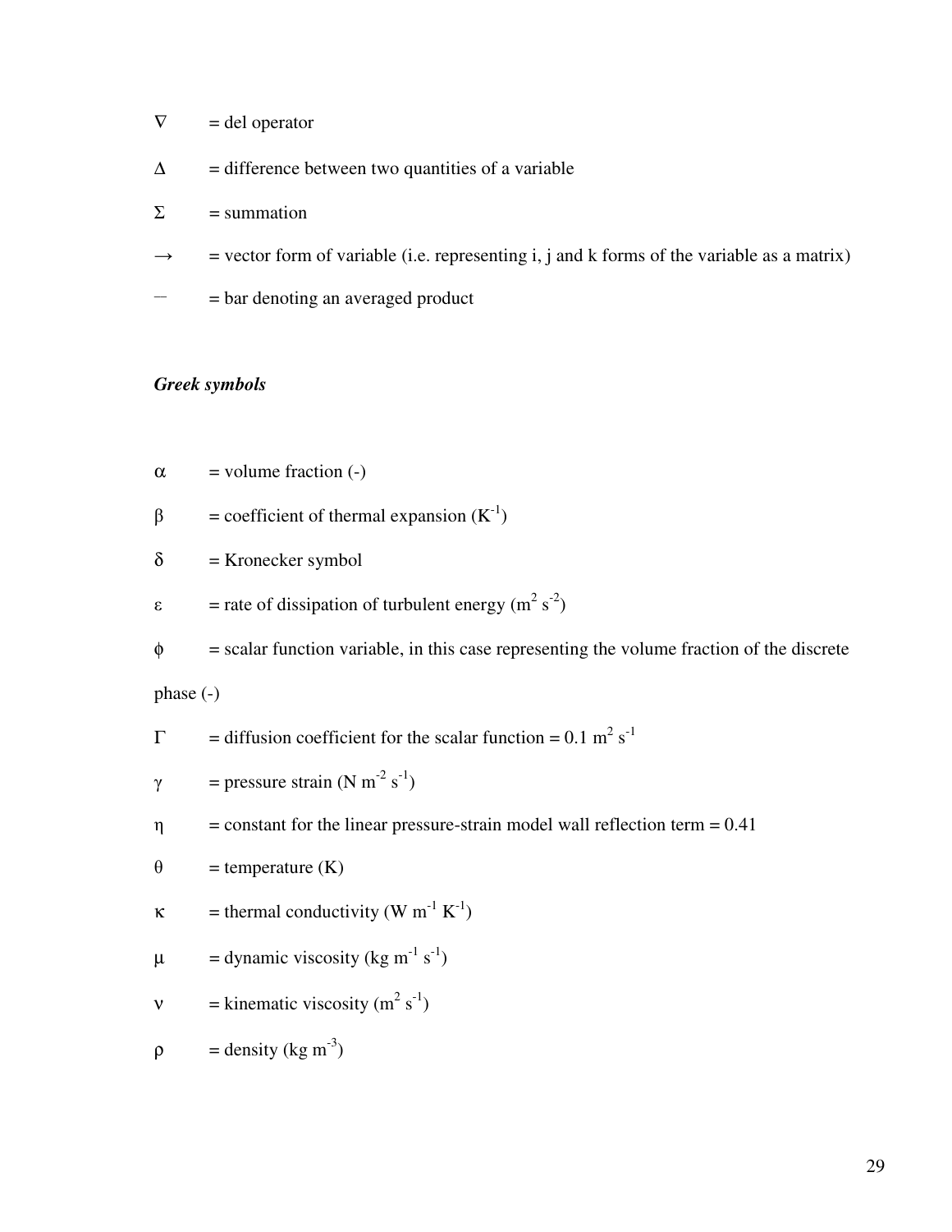$\nabla$ = del operator

$\Delta$ = difference between two quantities of a variable

$\Sigma$ = summation

$\rightarrow$ = vector form of variable (i.e. representing i, j and k forms of the variable as a matrix)

$-$ = bar denoting an averaged product

***Greek symbols***

$\alpha$ = volume fraction (-)

$\beta$ = coefficient of thermal expansion ($K^{-1}$)

$\delta$ = Kronecker symbol

$\varepsilon$ = rate of dissipation of turbulent energy ($m^2\ s^{-2}$)

$\phi$ = scalar function variable, in this case representing the volume fraction of the discrete phase (-)

$\Gamma$ = diffusion coefficient for the scalar function = 0.1 $m^2\ s^{-1}$

$\gamma$ = pressure strain ($N\ m^{-2}\ s^{-1}$)

$\eta$ = constant for the linear pressure-strain model wall reflection term = 0.41

$\theta$ = temperature (K)

$\kappa$ = thermal conductivity ($W\ m^{-1}\ K^{-1}$)

$\mu$ = dynamic viscosity ($kg\ m^{-1}\ s^{-1}$)

$\nu$ = kinematic viscosity ($m^2\ s^{-1}$)

$\rho$ = density ($kg\ m^{-3}$)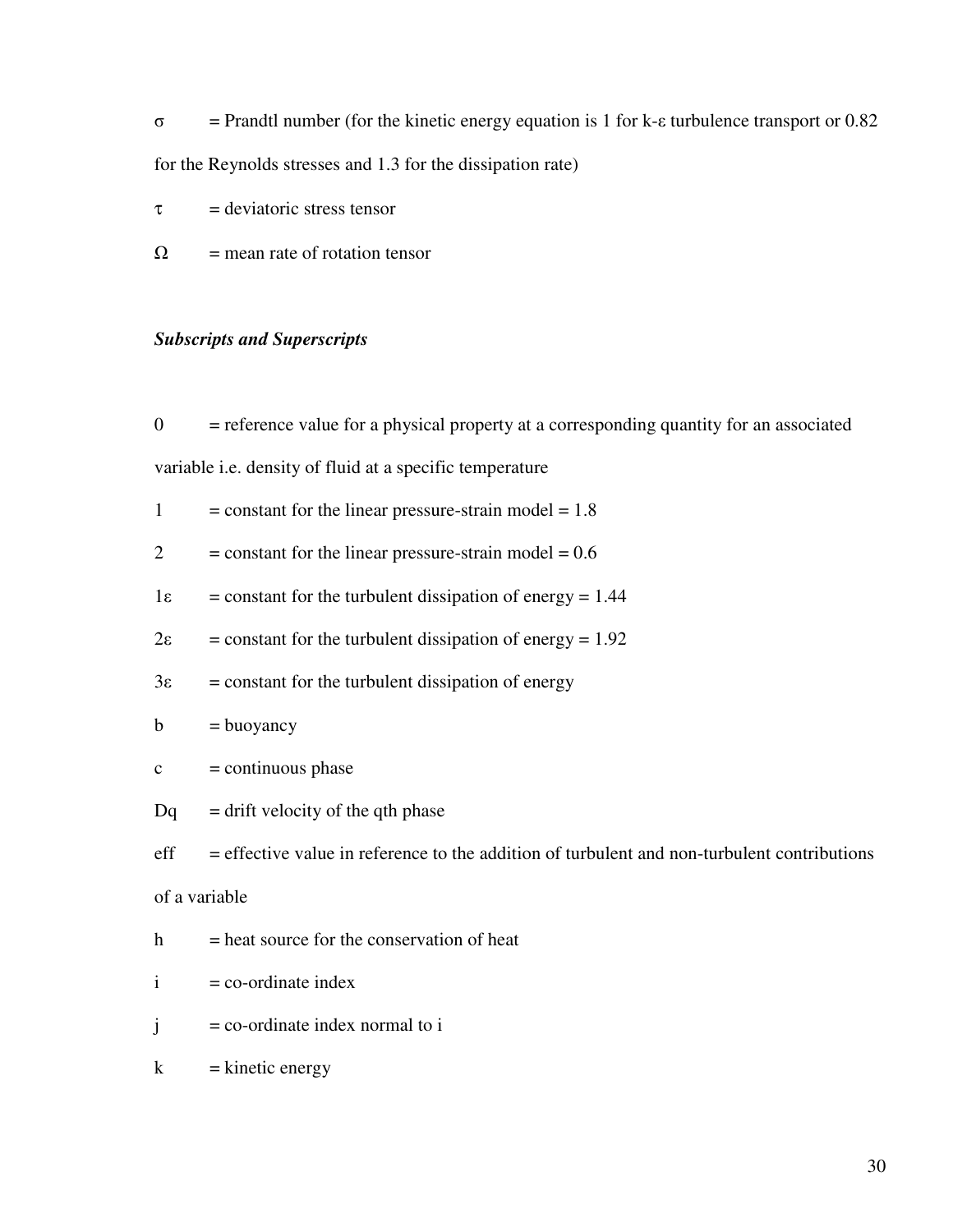$\sigma$ = Prandtl number (for the kinetic energy equation is 1 for k-$\varepsilon$ turbulence transport or 0.82 for the Reynolds stresses and 1.3 for the dissipation rate)

$\tau$ = deviatoric stress tensor

$\Omega$ = mean rate of rotation tensor

### ***Subscripts and Superscripts***

0 = reference value for a physical property at a corresponding quantity for an associated variable i.e. density of fluid at a specific temperature

1 = constant for the linear pressure-strain model = 1.8

2 = constant for the linear pressure-strain model = 0.6

$1\varepsilon$ = constant for the turbulent dissipation of energy = 1.44

$2\varepsilon$ = constant for the turbulent dissipation of energy = 1.92

$3\varepsilon$ = constant for the turbulent dissipation of energy

b = buoyancy

c = continuous phase

Dq = drift velocity of the qth phase

eff = effective value in reference to the addition of turbulent and non-turbulent contributions of a variable

h = heat source for the conservation of heat

i = co-ordinate index

j = co-ordinate index normal to i

k = kinetic energy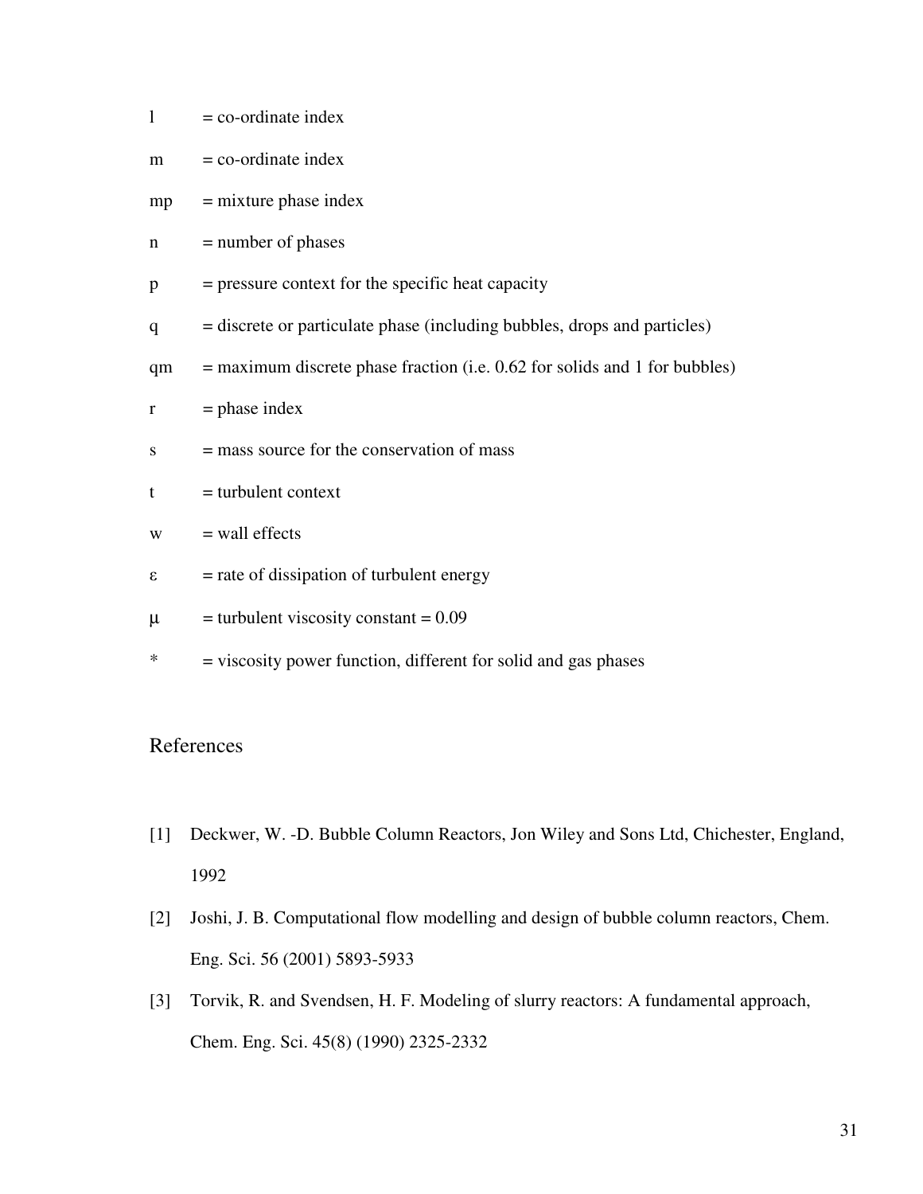l = co-ordinate index

m = co-ordinate index

mp = mixture phase index

n = number of phases

p = pressure context for the specific heat capacity

q = discrete or particulate phase (including bubbles, drops and particles)

qm = maximum discrete phase fraction (i.e. 0.62 for solids and 1 for bubbles)

r = phase index

s = mass source for the conservation of mass

t = turbulent context

w = wall effects

$\varepsilon$ = rate of dissipation of turbulent energy

$\mu$ = turbulent viscosity constant = 0.09

* = viscosity power function, different for solid and gas phases

## References

[1] Deckwer, W. -D. Bubble Column Reactors, Jon Wiley and Sons Ltd, Chichester, England, 1992

[2] Joshi, J. B. Computational flow modelling and design of bubble column reactors, Chem. Eng. Sci. 56 (2001) 5893-5933

[3] Torvik, R. and Svendsen, H. F. Modeling of slurry reactors: A fundamental approach, Chem. Eng. Sci. 45(8) (1990) 2325-2332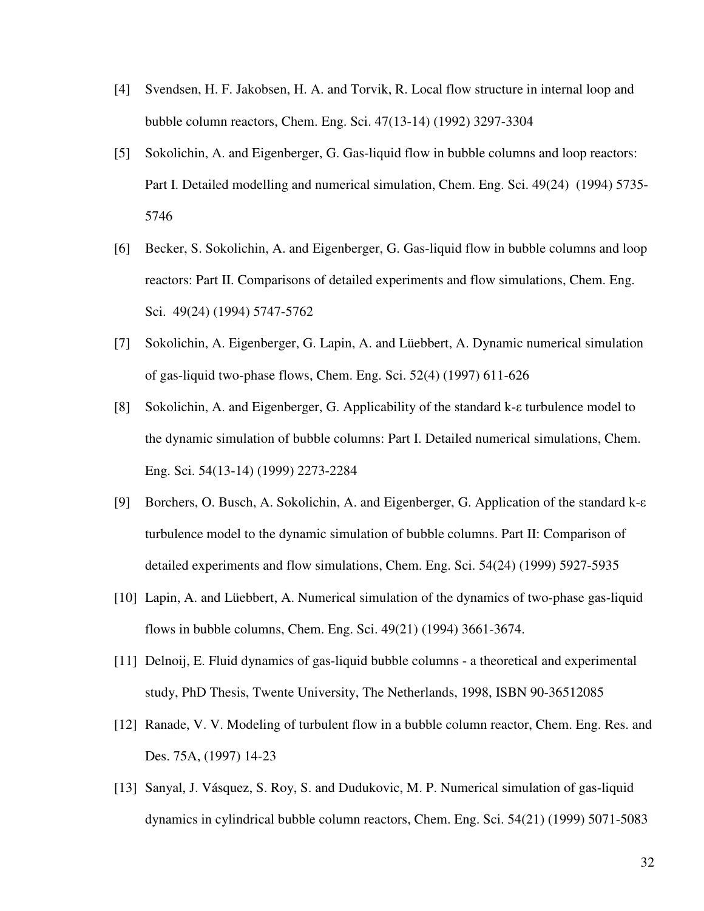[4] Svendsen, H. F. Jakobsen, H. A. and Torvik, R. Local flow structure in internal loop and bubble column reactors, Chem. Eng. Sci. 47(13-14) (1992) 3297-3304

[5] Sokolichin, A. and Eigenberger, G. Gas-liquid flow in bubble columns and loop reactors: Part I. Detailed modelling and numerical simulation, Chem. Eng. Sci. 49(24) (1994) 5735-5746

[6] Becker, S. Sokolichin, A. and Eigenberger, G. Gas-liquid flow in bubble columns and loop reactors: Part II. Comparisons of detailed experiments and flow simulations, Chem. Eng. Sci. 49(24) (1994) 5747-5762

[7] Sokolichin, A. Eigenberger, G. Lapin, A. and Lüebbert, A. Dynamic numerical simulation of gas-liquid two-phase flows, Chem. Eng. Sci. 52(4) (1997) 611-626

[8] Sokolichin, A. and Eigenberger, G. Applicability of the standard k-ε turbulence model to the dynamic simulation of bubble columns: Part I. Detailed numerical simulations, Chem. Eng. Sci. 54(13-14) (1999) 2273-2284

[9] Borchers, O. Busch, A. Sokolichin, A. and Eigenberger, G. Application of the standard k-ε turbulence model to the dynamic simulation of bubble columns. Part II: Comparison of detailed experiments and flow simulations, Chem. Eng. Sci. 54(24) (1999) 5927-5935

[10] Lapin, A. and Lüebbert, A. Numerical simulation of the dynamics of two-phase gas-liquid flows in bubble columns, Chem. Eng. Sci. 49(21) (1994) 3661-3674.

[11] Delnoij, E. Fluid dynamics of gas-liquid bubble columns - a theoretical and experimental study, PhD Thesis, Twente University, The Netherlands, 1998, ISBN 90-36512085

[12] Ranade, V. V. Modeling of turbulent flow in a bubble column reactor, Chem. Eng. Res. and Des. 75A, (1997) 14-23

[13] Sanyal, J. Vásquez, S. Roy, S. and Dudukovic, M. P. Numerical simulation of gas-liquid dynamics in cylindrical bubble column reactors, Chem. Eng. Sci. 54(21) (1999) 5071-5083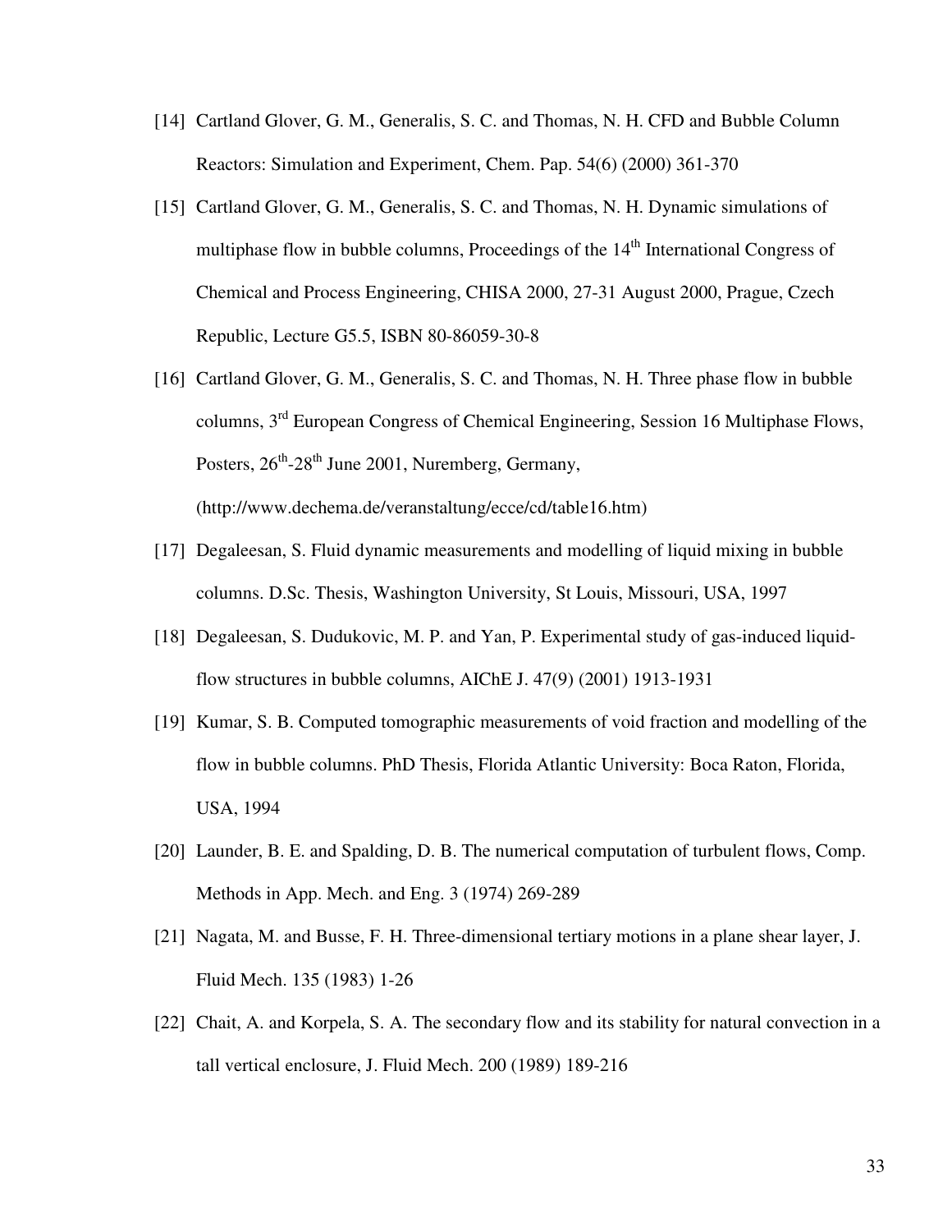[14] Cartland Glover, G. M., Generalis, S. C. and Thomas, N. H. CFD and Bubble Column Reactors: Simulation and Experiment, Chem. Pap. 54(6) (2000) 361-370

[15] Cartland Glover, G. M., Generalis, S. C. and Thomas, N. H. Dynamic simulations of multiphase flow in bubble columns, Proceedings of the 14th International Congress of Chemical and Process Engineering, CHISA 2000, 27-31 August 2000, Prague, Czech Republic, Lecture G5.5, ISBN 80-86059-30-8

[16] Cartland Glover, G. M., Generalis, S. C. and Thomas, N. H. Three phase flow in bubble columns, 3rd European Congress of Chemical Engineering, Session 16 Multiphase Flows, Posters, 26th-28th June 2001, Nuremberg, Germany, (http://www.dechema.de/veranstaltung/ecce/cd/table16.htm)

[17] Degaleesan, S. Fluid dynamic measurements and modelling of liquid mixing in bubble columns. D.Sc. Thesis, Washington University, St Louis, Missouri, USA, 1997

[18] Degaleesan, S. Dudukovic, M. P. and Yan, P. Experimental study of gas-induced liquid-flow structures in bubble columns, AIChE J. 47(9) (2001) 1913-1931

[19] Kumar, S. B. Computed tomographic measurements of void fraction and modelling of the flow in bubble columns. PhD Thesis, Florida Atlantic University: Boca Raton, Florida, USA, 1994

[20] Launder, B. E. and Spalding, D. B. The numerical computation of turbulent flows, Comp. Methods in App. Mech. and Eng. 3 (1974) 269-289

[21] Nagata, M. and Busse, F. H. Three-dimensional tertiary motions in a plane shear layer, J. Fluid Mech. 135 (1983) 1-26

[22] Chait, A. and Korpela, S. A. The secondary flow and its stability for natural convection in a tall vertical enclosure, J. Fluid Mech. 200 (1989) 189-216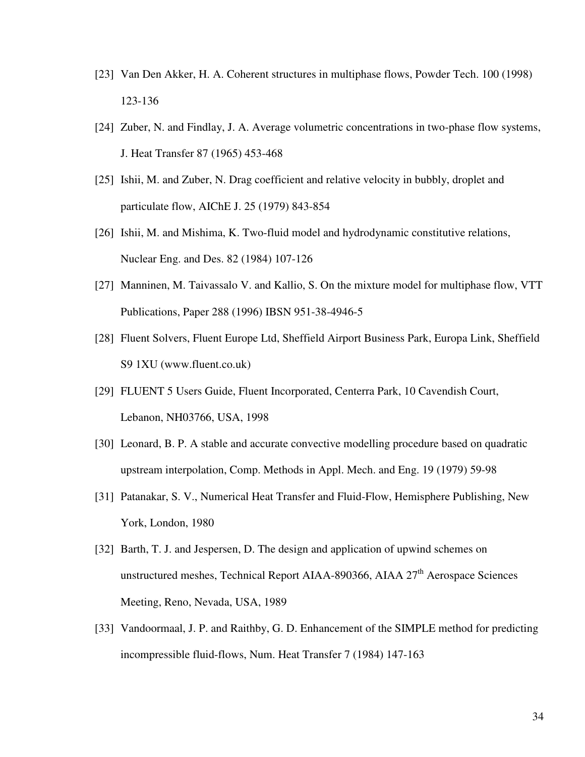[23] Van Den Akker, H. A. Coherent structures in multiphase flows, Powder Tech. 100 (1998) 123-136

[24] Zuber, N. and Findlay, J. A. Average volumetric concentrations in two-phase flow systems, J. Heat Transfer 87 (1965) 453-468

[25] Ishii, M. and Zuber, N. Drag coefficient and relative velocity in bubbly, droplet and particulate flow, AIChE J. 25 (1979) 843-854

[26] Ishii, M. and Mishima, K. Two-fluid model and hydrodynamic constitutive relations, Nuclear Eng. and Des. 82 (1984) 107-126

[27] Manninen, M. Taivassalo V. and Kallio, S. On the mixture model for multiphase flow, VTT Publications, Paper 288 (1996) IBSN 951-38-4946-5

[28] Fluent Solvers, Fluent Europe Ltd, Sheffield Airport Business Park, Europa Link, Sheffield S9 1XU (www.fluent.co.uk)

[29] FLUENT 5 Users Guide, Fluent Incorporated, Centerra Park, 10 Cavendish Court, Lebanon, NH03766, USA, 1998

[30] Leonard, B. P. A stable and accurate convective modelling procedure based on quadratic upstream interpolation, Comp. Methods in Appl. Mech. and Eng. 19 (1979) 59-98

[31] Patanakar, S. V., Numerical Heat Transfer and Fluid-Flow, Hemisphere Publishing, New York, London, 1980

[32] Barth, T. J. and Jespersen, D. The design and application of upwind schemes on unstructured meshes, Technical Report AIAA-890366, AIAA 27th Aerospace Sciences Meeting, Reno, Nevada, USA, 1989

[33] Vandoormaal, J. P. and Raithby, G. D. Enhancement of the SIMPLE method for predicting incompressible fluid-flows, Num. Heat Transfer 7 (1984) 147-163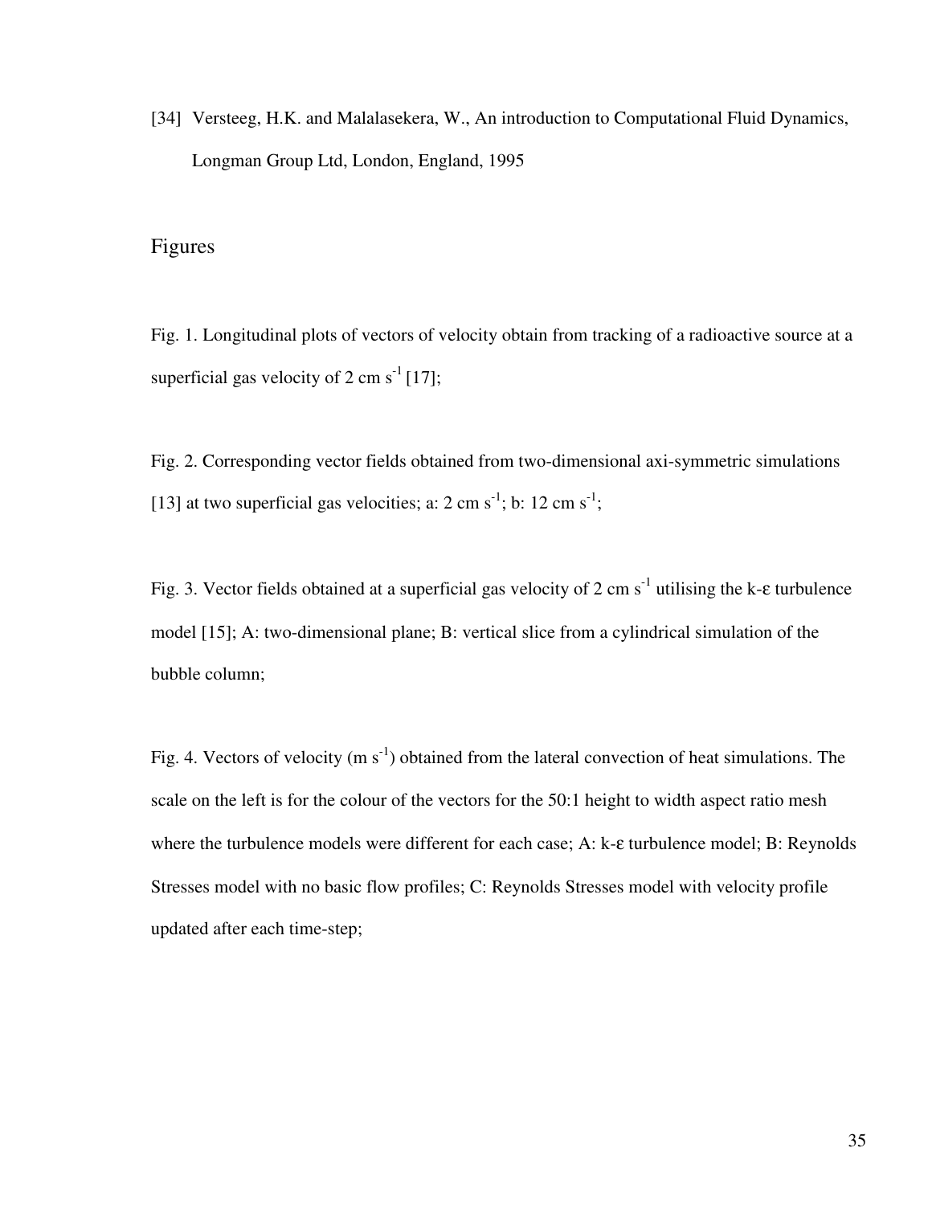[34] Versteeg, H.K. and Malalasekera, W., An introduction to Computational Fluid Dynamics, Longman Group Ltd, London, England, 1995

## Figures

Fig. 1. Longitudinal plots of vectors of velocity obtain from tracking of a radioactive source at a superficial gas velocity of 2 cm $s^{-1}$ [17];

Fig. 2. Corresponding vector fields obtained from two-dimensional axi-symmetric simulations [13] at two superficial gas velocities; a: 2 cm $s^{-1}$; b: 12 cm $s^{-1}$;

Fig. 3. Vector fields obtained at a superficial gas velocity of 2 cm $s^{-1}$ utilising the k-ε turbulence model [15]; A: two-dimensional plane; B: vertical slice from a cylindrical simulation of the bubble column;

Fig. 4. Vectors of velocity (m $s^{-1}$) obtained from the lateral convection of heat simulations. The scale on the left is for the colour of the vectors for the 50:1 height to width aspect ratio mesh where the turbulence models were different for each case; A: k-ε turbulence model; B: Reynolds Stresses model with no basic flow profiles; C: Reynolds Stresses model with velocity profile updated after each time-step;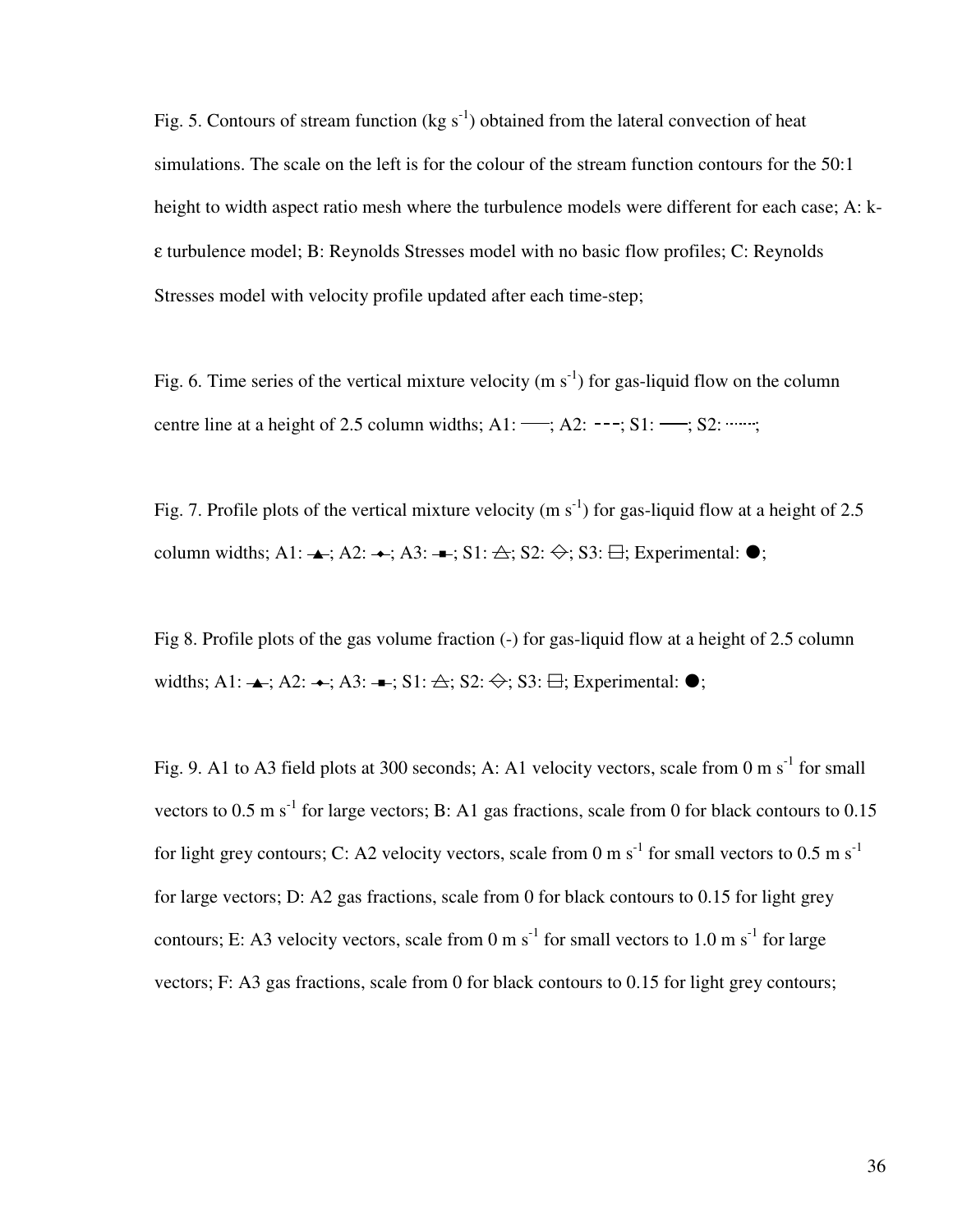Fig. 5. Contours of stream function (kg $s^{-1}$) obtained from the lateral convection of heat simulations. The scale on the left is for the colour of the stream function contours for the 50:1 height to width aspect ratio mesh where the turbulence models were different for each case; A: k-ε turbulence model; B: Reynolds Stresses model with no basic flow profiles; C: Reynolds Stresses model with velocity profile updated after each time-step;

Fig. 6. Time series of the vertical mixture velocity (m $s^{-1}$) for gas-liquid flow on the column centre line at a height of 2.5 column widths; A1: ——; A2: - - -; S1: ——; S2: ········;

Fig. 7. Profile plots of the vertical mixture velocity (m $s^{-1}$) for gas-liquid flow at a height of 2.5 column widths; A1: ▲; A2: ◆; A3: ■; S1: △; S2: ◇; S3: □; Experimental: ●;

Fig 8. Profile plots of the gas volume fraction (-) for gas-liquid flow at a height of 2.5 column widths; A1: ▲; A2: ◆; A3: ■; S1: △; S2: ◇; S3: □; Experimental: ●;

Fig. 9. A1 to A3 field plots at 300 seconds; A: A1 velocity vectors, scale from 0 m $s^{-1}$ for small vectors to 0.5 m $s^{-1}$ for large vectors; B: A1 gas fractions, scale from 0 for black contours to 0.15 for light grey contours; C: A2 velocity vectors, scale from 0 m $s^{-1}$ for small vectors to 0.5 m $s^{-1}$ for large vectors; D: A2 gas fractions, scale from 0 for black contours to 0.15 for light grey contours; E: A3 velocity vectors, scale from 0 m $s^{-1}$ for small vectors to 1.0 m $s^{-1}$ for large vectors; F: A3 gas fractions, scale from 0 for black contours to 0.15 for light grey contours;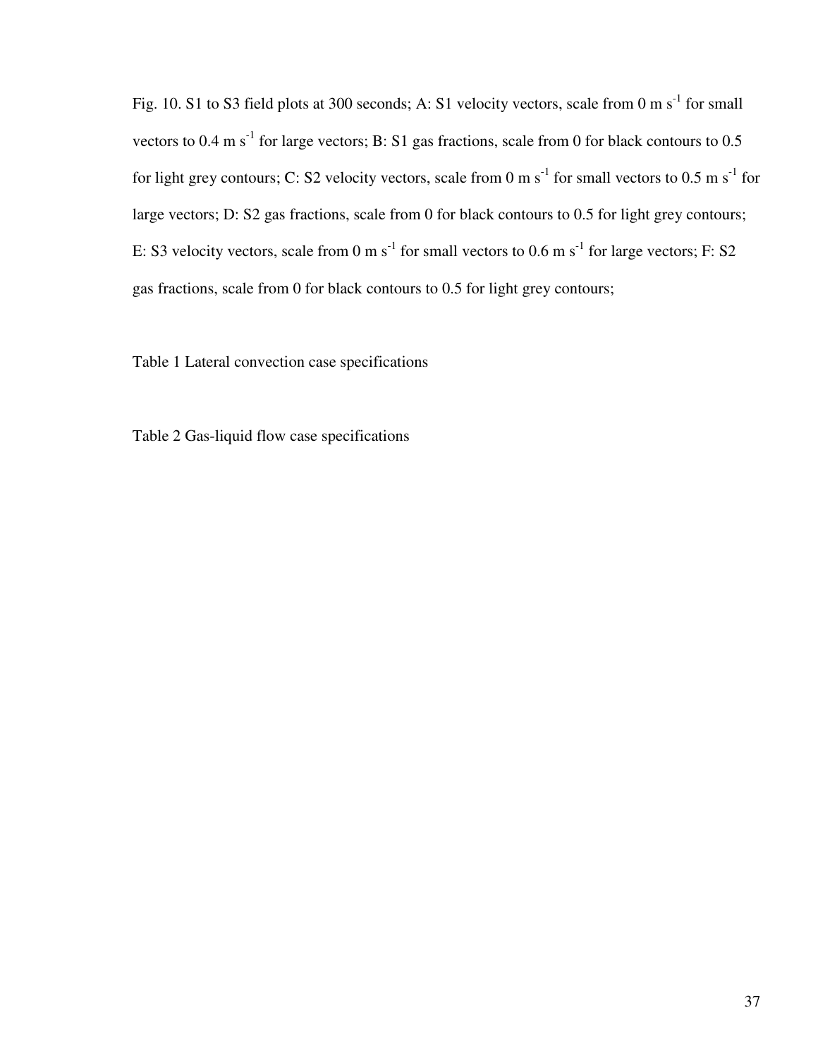Fig. 10. S1 to S3 field plots at 300 seconds; A: S1 velocity vectors, scale from 0 m $s^{-1}$ for small vectors to 0.4 m $s^{-1}$ for large vectors; B: S1 gas fractions, scale from 0 for black contours to 0.5 for light grey contours; C: S2 velocity vectors, scale from 0 m $s^{-1}$ for small vectors to 0.5 m $s^{-1}$ for large vectors; D: S2 gas fractions, scale from 0 for black contours to 0.5 for light grey contours; E: S3 velocity vectors, scale from 0 m $s^{-1}$ for small vectors to 0.6 m $s^{-1}$ for large vectors; F: S2 gas fractions, scale from 0 for black contours to 0.5 for light grey contours;

Table 1 Lateral convection case specifications

Table 2 Gas-liquid flow case specifications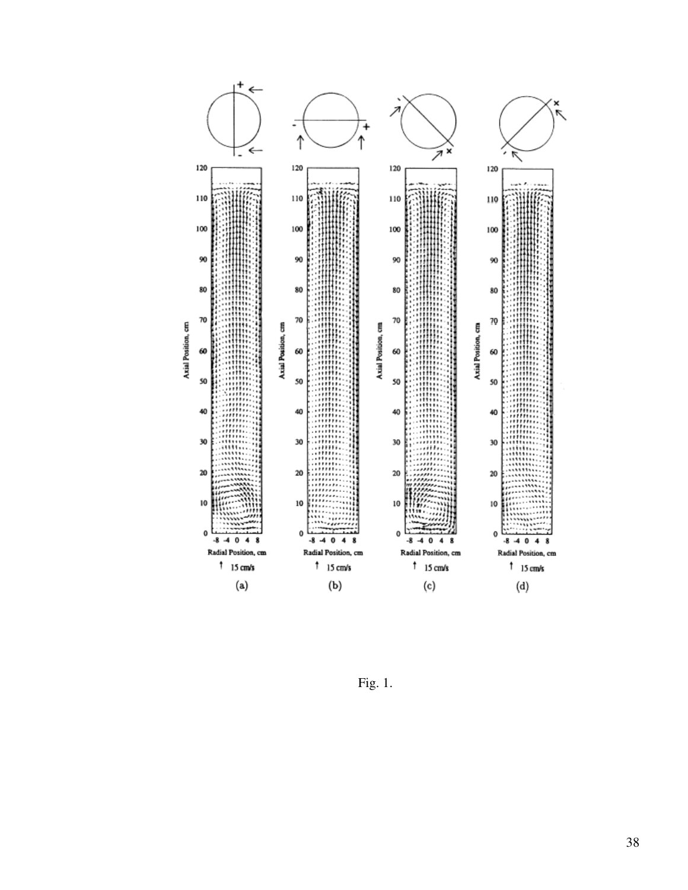Fig. 1.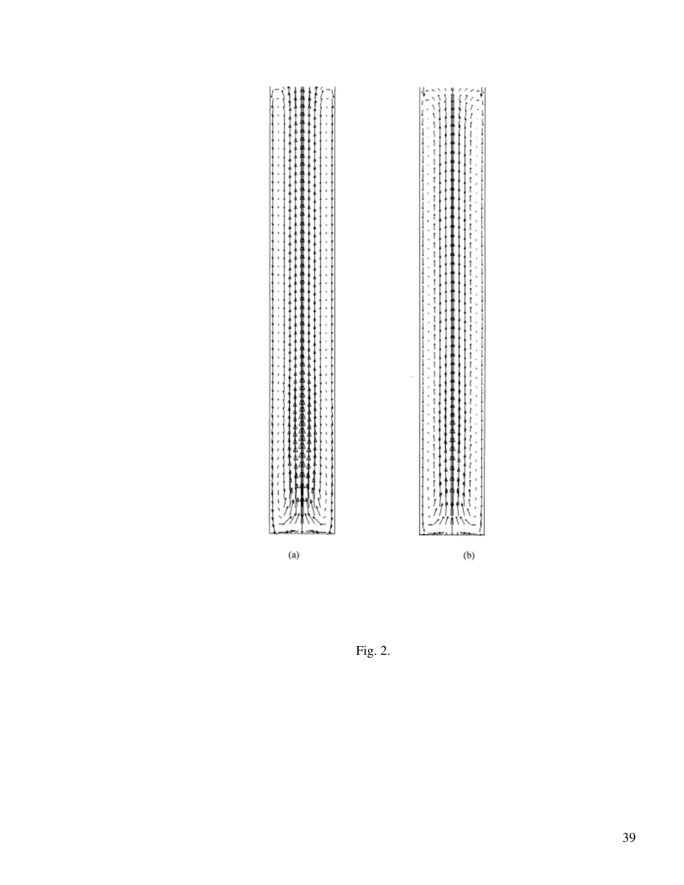(a)

(b)

Fig. 2.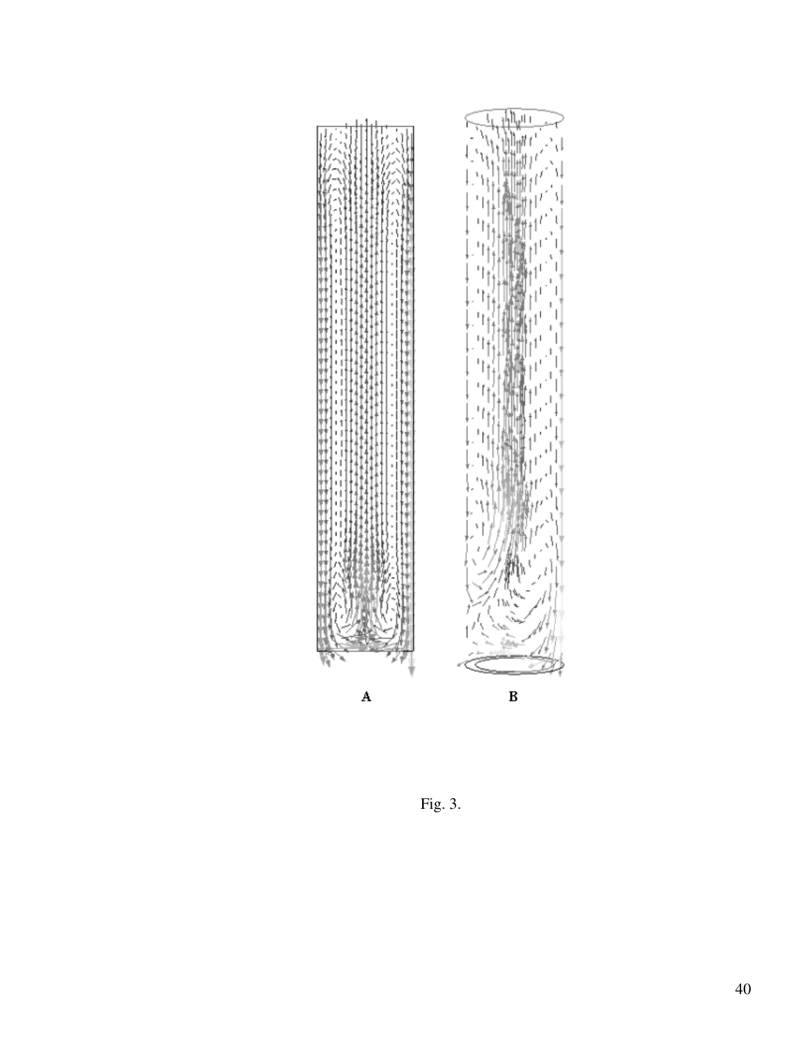A

B

Fig. 3.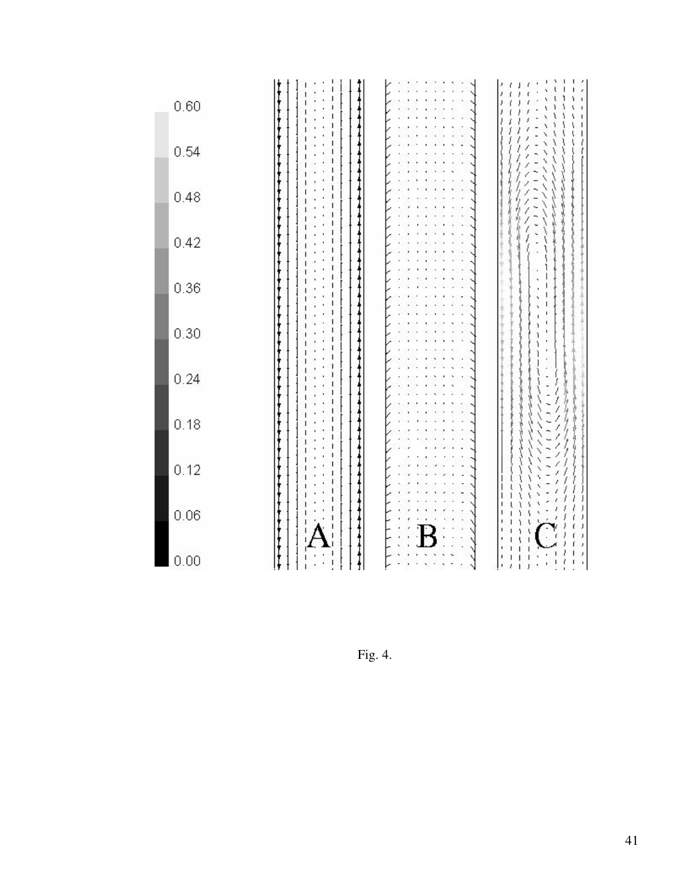Fig. 4.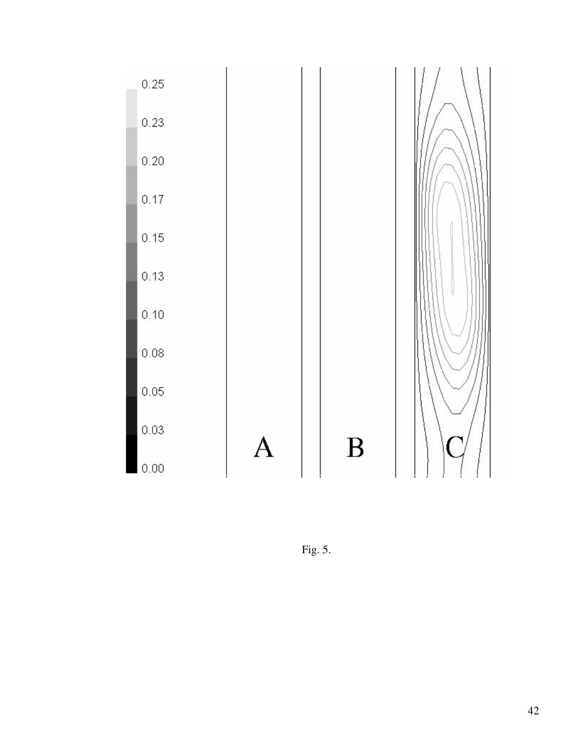Fig. 5.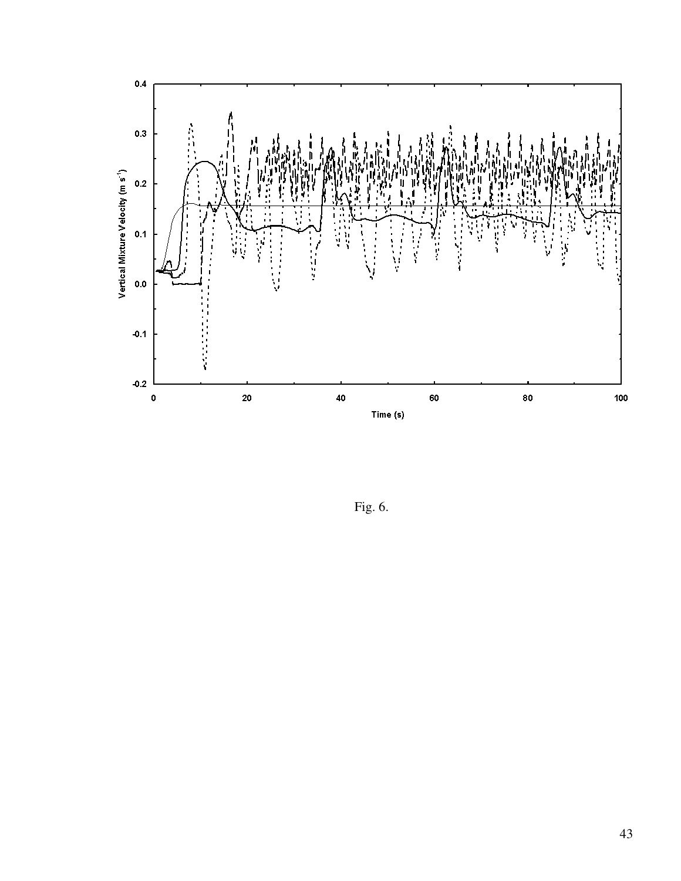Fig. 6.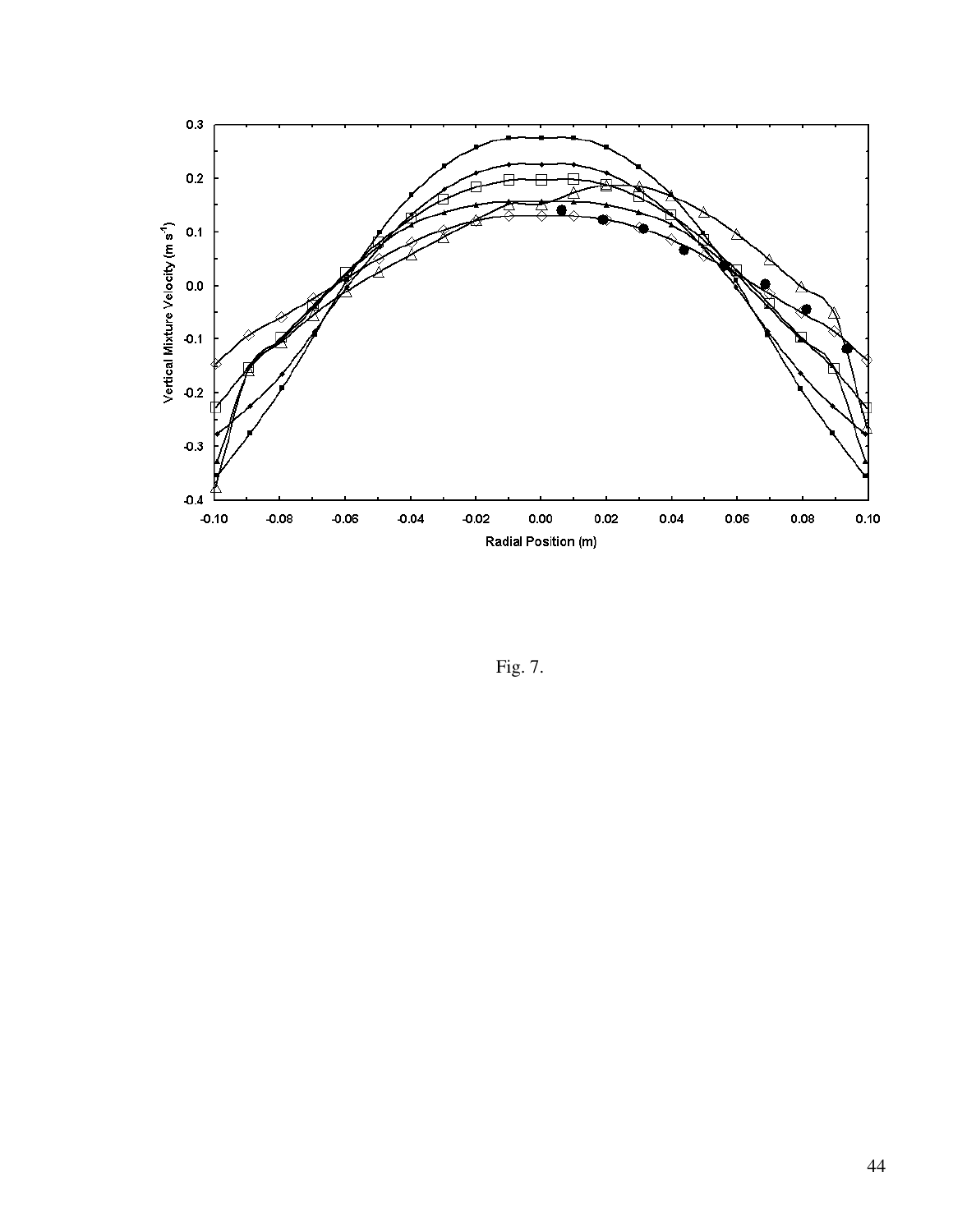Fig. 7.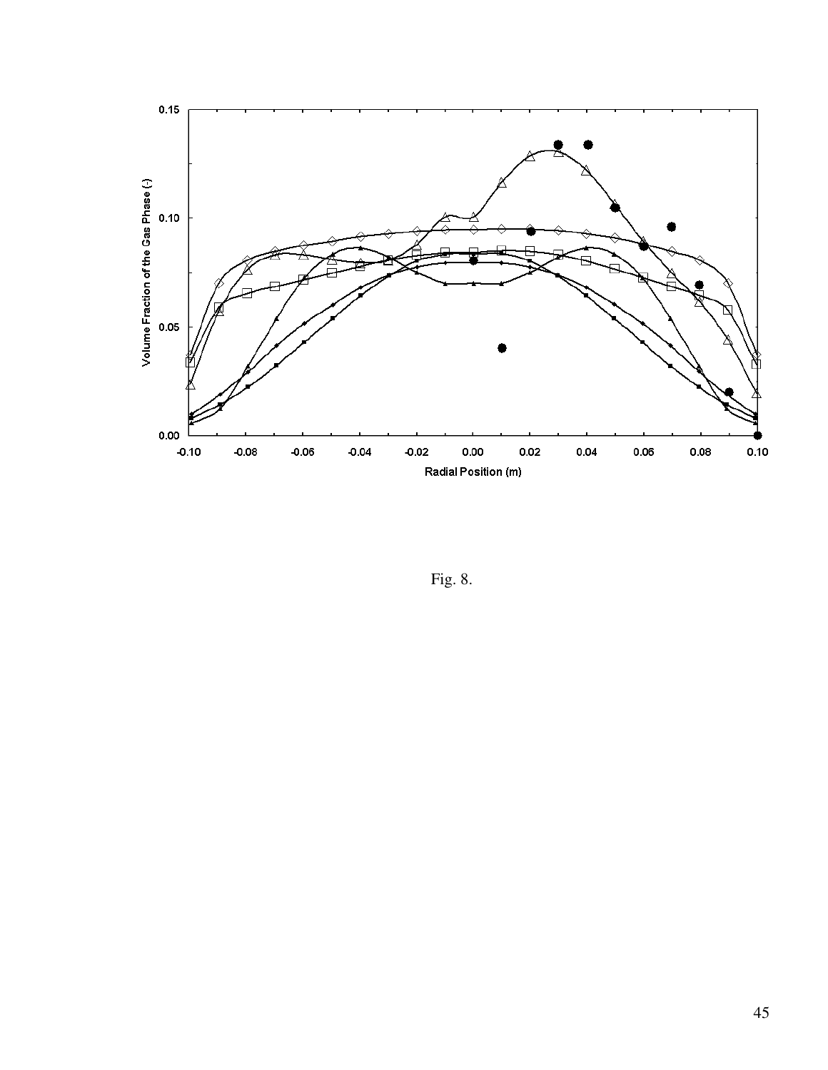Fig. 8.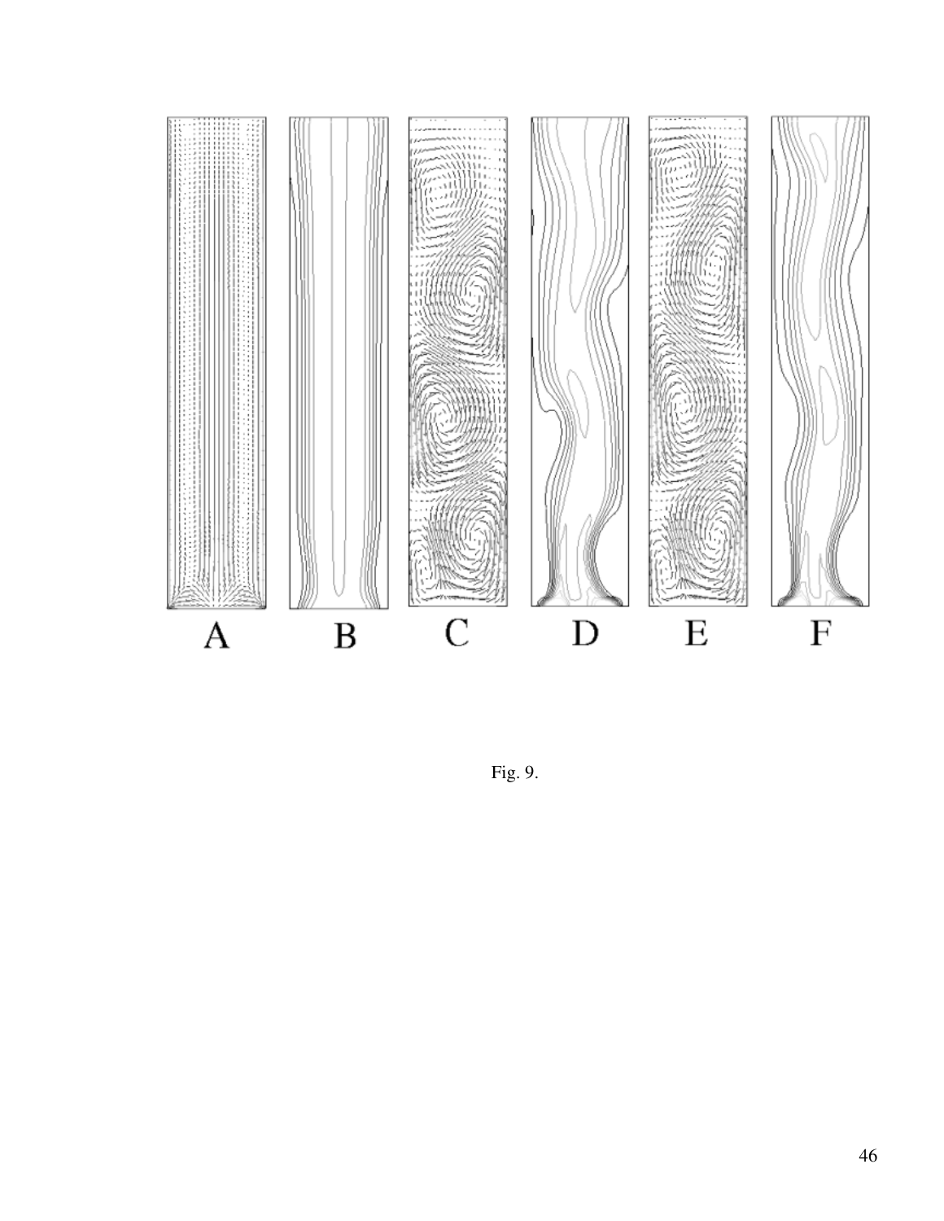Fig. 9.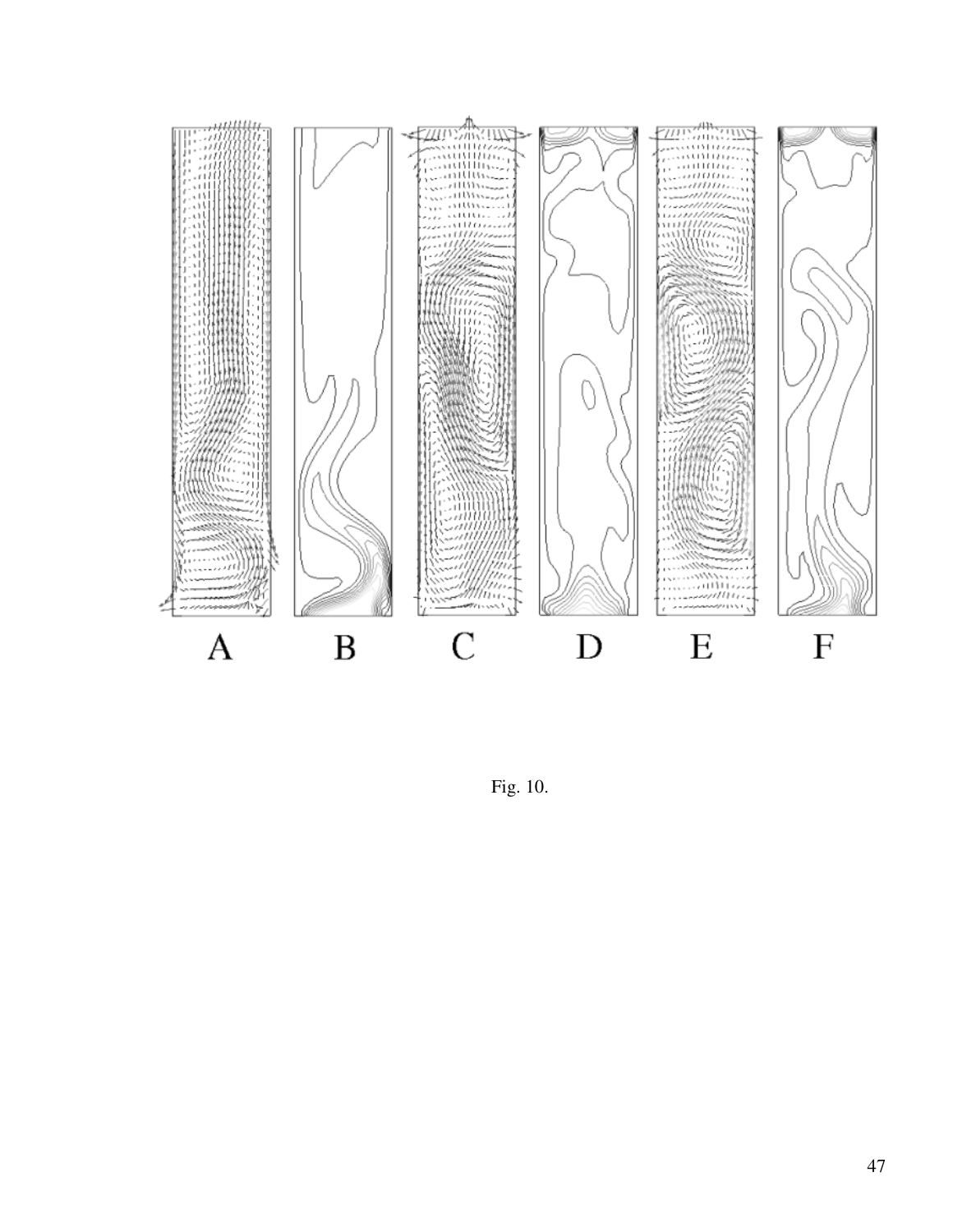A B C D E F

Fig. 10.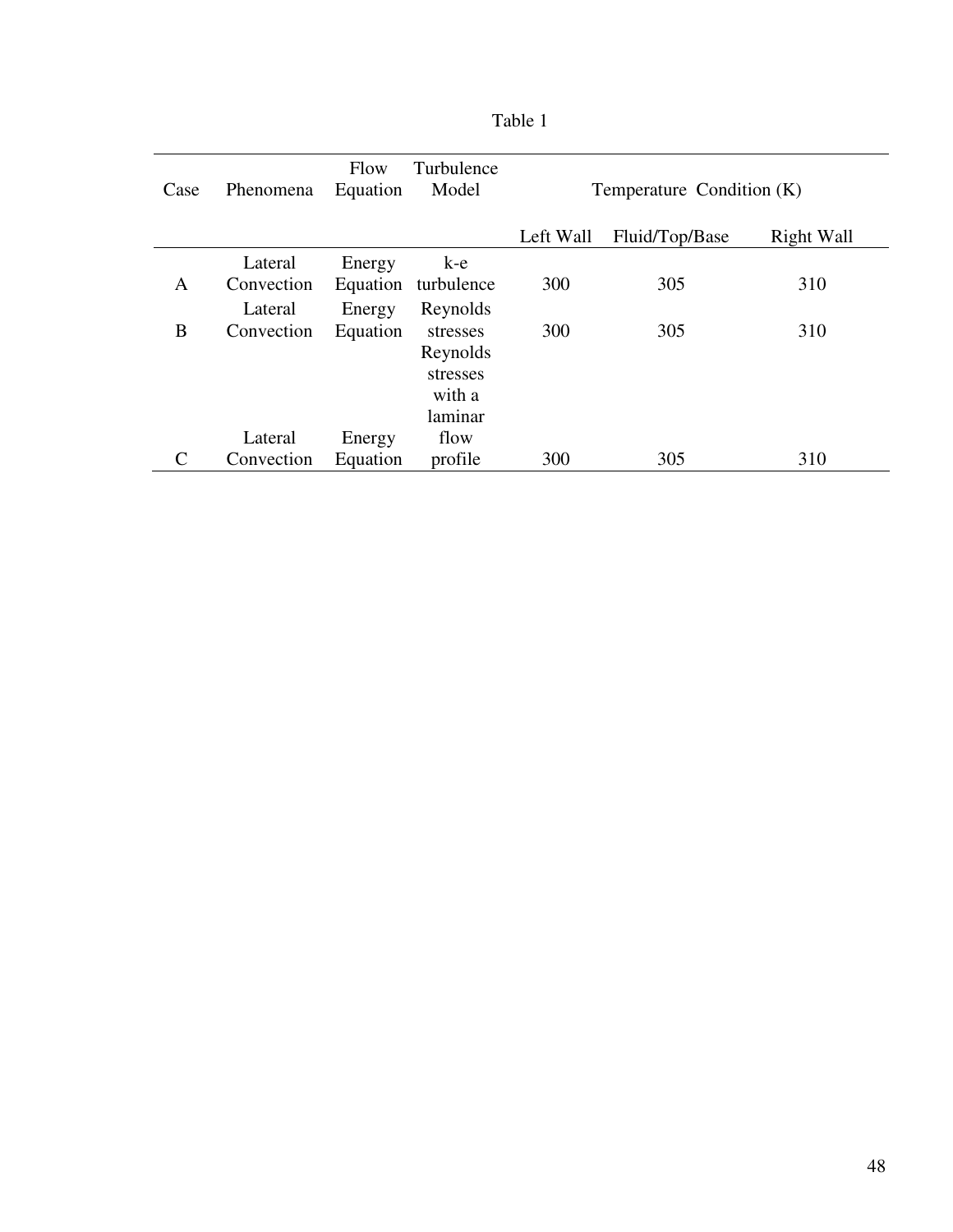Table 1

| Case | Phenomena | Flow Equation | Turbulence Model | Temperature Condition (K) | | |
|---|---|---|---|---|---|---|
| | | | | Left Wall | Fluid/Top/Base | Right Wall |
| A | Lateral Convection | Energy Equation | k-e turbulence | 300 | 305 | 310 |
| B | Lateral Convection | Energy Equation | Reynolds stresses | 300 | 305 | 310 |
| C | Lateral Convection | Energy Equation | Reynolds stresses with a laminar flow profile | 300 | 305 | 310 |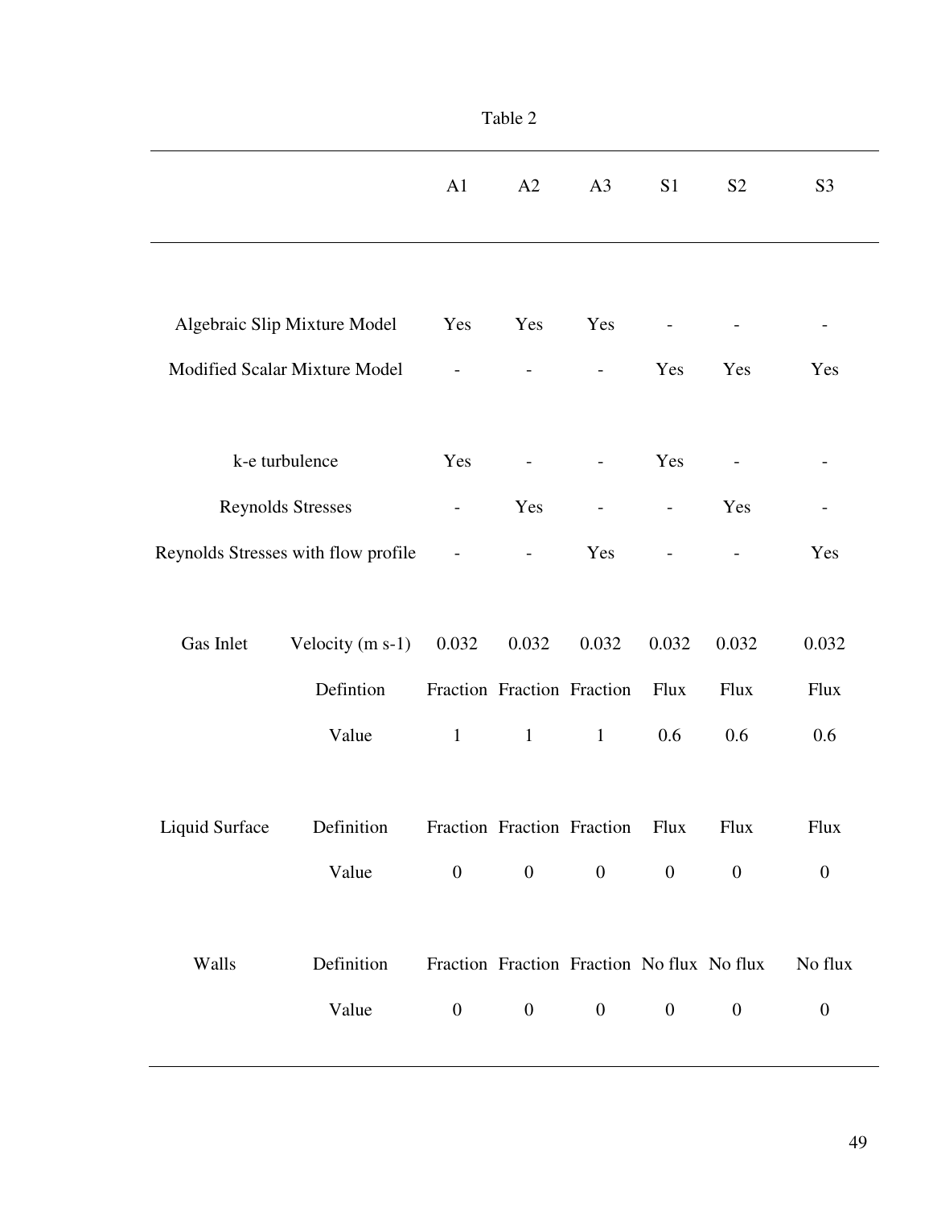Table 2

| | | A1 | A2 | A3 | S1 | S2 | S3 |
|---|---|---|---|---|---|---|---|
| Algebraic Slip Mixture Model | | Yes | Yes | Yes | - | - | - |
| Modified Scalar Mixture Model | | - | - | - | Yes | Yes | Yes |
| k-e turbulence | | Yes | - | - | Yes | - | - |
| Reynolds Stresses | | - | Yes | - | - | Yes | - |
| Reynolds Stresses with flow profile | | - | - | Yes | - | - | Yes |
| Gas Inlet | Velocity (m s-1) | 0.032 | 0.032 | 0.032 | 0.032 | 0.032 | 0.032 |
| | Defintion | Fraction | Fraction | Fraction | Flux | Flux | Flux |
| | Value | 1 | 1 | 1 | 0.6 | 0.6 | 0.6 |
| Liquid Surface | Definition | Fraction | Fraction | Fraction | Flux | Flux | Flux |
| | Value | 0 | 0 | 0 | 0 | 0 | 0 |
| Walls | Definition | Fraction | Fraction | Fraction | No flux | No flux | No flux |
| | Value | 0 | 0 | 0 | 0 | 0 | 0 |